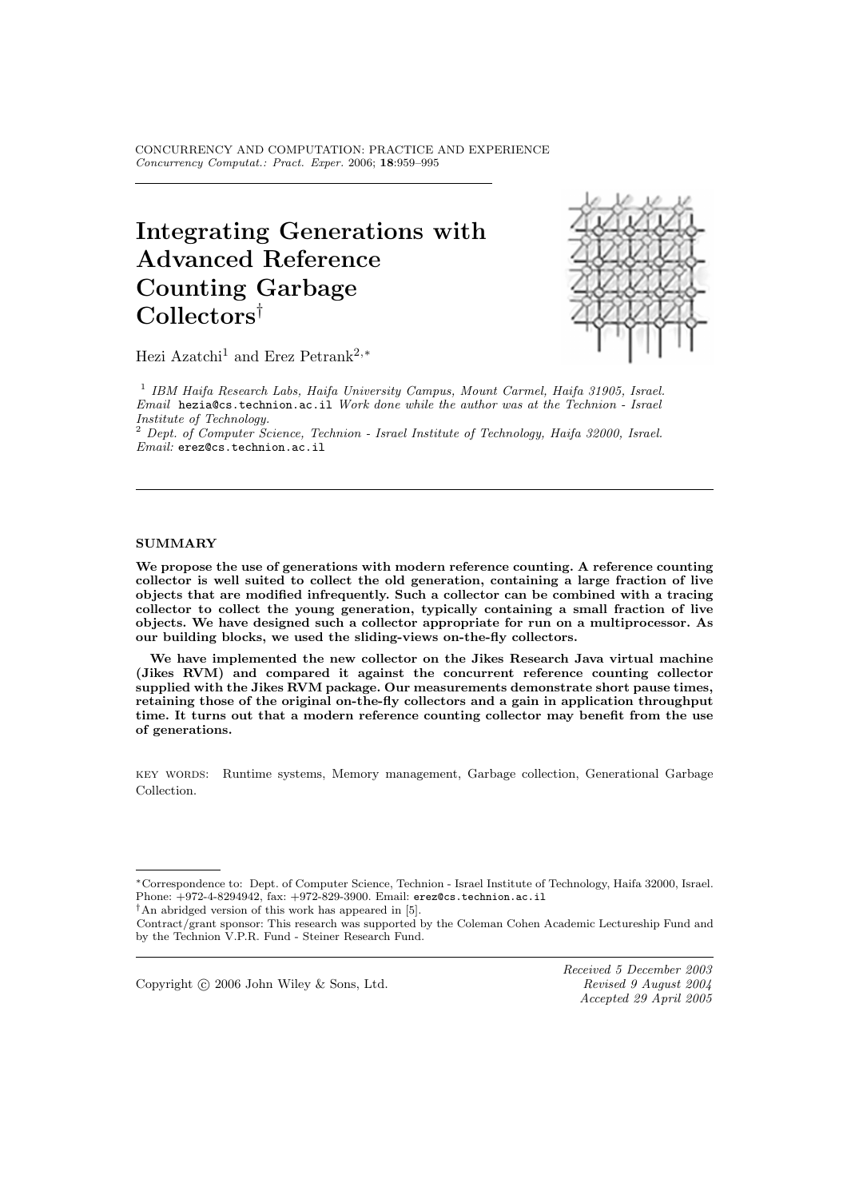# Integrating Generations with Advanced Reference Counting Garbage Collectors[†]

Hezi Azatchi[1] and Erez Petrank[2,*]

[1] *IBM Haifa Research Labs, Haifa University Campus, Mount Carmel, Haifa 31905, Israel. Email* hezia@cs.technion.ac.il *Work done while the author was at the Technion - Israel Institute of Technology.*

[2] *Dept. of Computer Science, Technion - Israel Institute of Technology, Haifa 32000, Israel. Email:* erez@cs.technion.ac.il

## SUMMARY

**We propose the use of generations with modern reference counting. A reference counting collector is well suited to collect the old generation, containing a large fraction of live objects that are modified infrequently. Such a collector can be combined with a tracing collector to collect the young generation, typically containing a small fraction of live objects. We have designed such a collector appropriate for run on a multiprocessor. As our building blocks, we used the sliding-views on-the-fly collectors.**

**We have implemented the new collector on the Jikes Research Java virtual machine (Jikes RVM) and compared it against the concurrent reference counting collector supplied with the Jikes RVM package. Our measurements demonstrate short pause times, retaining those of the original on-the-fly collectors and a gain in application throughput time. It turns out that a modern reference counting collector may benefit from the use of generations.**

KEY WORDS: Runtime systems, Memory management, Garbage collection, Generational Garbage Collection.

---

*Correspondence to: Dept. of Computer Science, Technion - Israel Institute of Technology, Haifa 32000, Israel. Phone: +972-4-8294942, fax: +972-829-3900. Email: erez@cs.technion.ac.il

†An abridged version of this work has appeared in [5].

Contract/grant sponsor: This research was supported by the Coleman Cohen Academic Lectureship Fund and by the Technion V.P.R. Fund - Steiner Research Fund.

Copyright © 2006 John Wiley & Sons, Ltd.

*Received 5 December 2003*
*Revised 9 August 2004*
*Accepted 29 April 2005*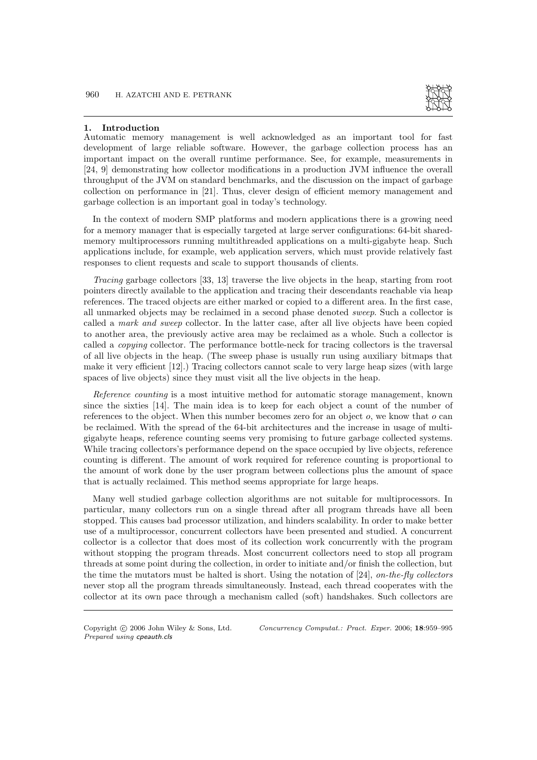## 1. Introduction

Automatic memory management is well acknowledged as an important tool for fast development of large reliable software. However, the garbage collection process has an important impact on the overall runtime performance. See, for example, measurements in [24, 9] demonstrating how collector modifications in a production JVM influence the overall throughput of the JVM on standard benchmarks, and the discussion on the impact of garbage collection on performance in [21]. Thus, clever design of efficient memory management and garbage collection is an important goal in today's technology.

In the context of modern SMP platforms and modern applications there is a growing need for a memory manager that is especially targeted at large server configurations: 64-bit shared-memory multiprocessors running multithreaded applications on a multi-gigabyte heap. Such applications include, for example, web application servers, which must provide relatively fast responses to client requests and scale to support thousands of clients.

*Tracing* garbage collectors [33, 13] traverse the live objects in the heap, starting from root pointers directly available to the application and tracing their descendants reachable via heap references. The traced objects are either marked or copied to a different area. In the first case, all unmarked objects may be reclaimed in a second phase denoted *sweep*. Such a collector is called a *mark and sweep* collector. In the latter case, after all live objects have been copied to another area, the previously active area may be reclaimed as a whole. Such a collector is called a *copying* collector. The performance bottle-neck for tracing collectors is the traversal of all live objects in the heap. (The sweep phase is usually run using auxiliary bitmaps that make it very efficient [12].) Tracing collectors cannot scale to very large heap sizes (with large spaces of live objects) since they must visit all the live objects in the heap.

*Reference counting* is a most intuitive method for automatic storage management, known since the sixties [14]. The main idea is to keep for each object a count of the number of references to the object. When this number becomes zero for an object $o$, we know that $o$ can be reclaimed. With the spread of the 64-bit architectures and the increase in usage of multi-gigabyte heaps, reference counting seems very promising to future garbage collected systems. While tracing collectors's performance depend on the space occupied by live objects, reference counting is different. The amount of work required for reference counting is proportional to the amount of work done by the user program between collections plus the amount of space that is actually reclaimed. This method seems appropriate for large heaps.

Many well studied garbage collection algorithms are not suitable for multiprocessors. In particular, many collectors run on a single thread after all program threads have all been stopped. This causes bad processor utilization, and hinders scalability. In order to make better use of a multiprocessor, concurrent collectors have been presented and studied. A concurrent collector is a collector that does most of its collection work concurrently with the program without stopping the program threads. Most concurrent collectors need to stop all program threads at some point during the collection, in order to initiate and/or finish the collection, but the time the mutators must be halted is short. Using the notation of [24], *on-the-fly collectors* never stop all the program threads simultaneously. Instead, each thread cooperates with the collector at its own pace through a mechanism called (soft) handshakes. Such collectors are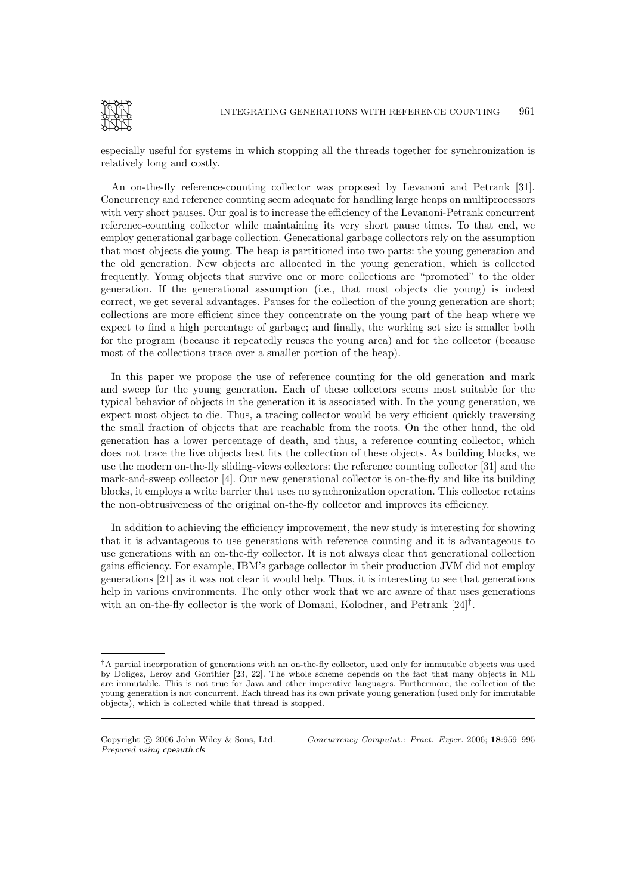especially useful for systems in which stopping all the threads together for synchronization is relatively long and costly.

An on-the-fly reference-counting collector was proposed by Levanoni and Petrank [31]. Concurrency and reference counting seem adequate for handling large heaps on multiprocessors with very short pauses. Our goal is to increase the efficiency of the Levanoni-Petrank concurrent reference-counting collector while maintaining its very short pause times. To that end, we employ generational garbage collection. Generational garbage collectors rely on the assumption that most objects die young. The heap is partitioned into two parts: the young generation and the old generation. New objects are allocated in the young generation, which is collected frequently. Young objects that survive one or more collections are "promoted" to the older generation. If the generational assumption (i.e., that most objects die young) is indeed correct, we get several advantages. Pauses for the collection of the young generation are short; collections are more efficient since they concentrate on the young part of the heap where we expect to find a high percentage of garbage; and finally, the working set size is smaller both for the program (because it repeatedly reuses the young area) and for the collector (because most of the collections trace over a smaller portion of the heap).

In this paper we propose the use of reference counting for the old generation and mark and sweep for the young generation. Each of these collectors seems most suitable for the typical behavior of objects in the generation it is associated with. In the young generation, we expect most object to die. Thus, a tracing collector would be very efficient quickly traversing the small fraction of objects that are reachable from the roots. On the other hand, the old generation has a lower percentage of death, and thus, a reference counting collector, which does not trace the live objects best fits the collection of these objects. As building blocks, we use the modern on-the-fly sliding-views collectors: the reference counting collector [31] and the mark-and-sweep collector [4]. Our new generational collector is on-the-fly and like its building blocks, it employs a write barrier that uses no synchronization operation. This collector retains the non-obtrusiveness of the original on-the-fly collector and improves its efficiency.

In addition to achieving the efficiency improvement, the new study is interesting for showing that it is advantageous to use generations with reference counting and it is advantageous to use generations with an on-the-fly collector. It is not always clear that generational collection gains efficiency. For example, IBM's garbage collector in their production JVM did not employ generations [21] as it was not clear it would help. Thus, it is interesting to see that generations help in various environments. The only other work that we are aware of that uses generations with an on-the-fly collector is the work of Domani, Kolodner, and Petrank [24]†.

†A partial incorporation of generations with an on-the-fly collector, used only for immutable objects was used by Doligez, Leroy and Gonthier [23, 22]. The whole scheme depends on the fact that many objects in ML are immutable. This is not true for Java and other imperative languages. Furthermore, the collection of the young generation is not concurrent. Each thread has its own private young generation (used only for immutable objects), which is collected while that thread is stopped.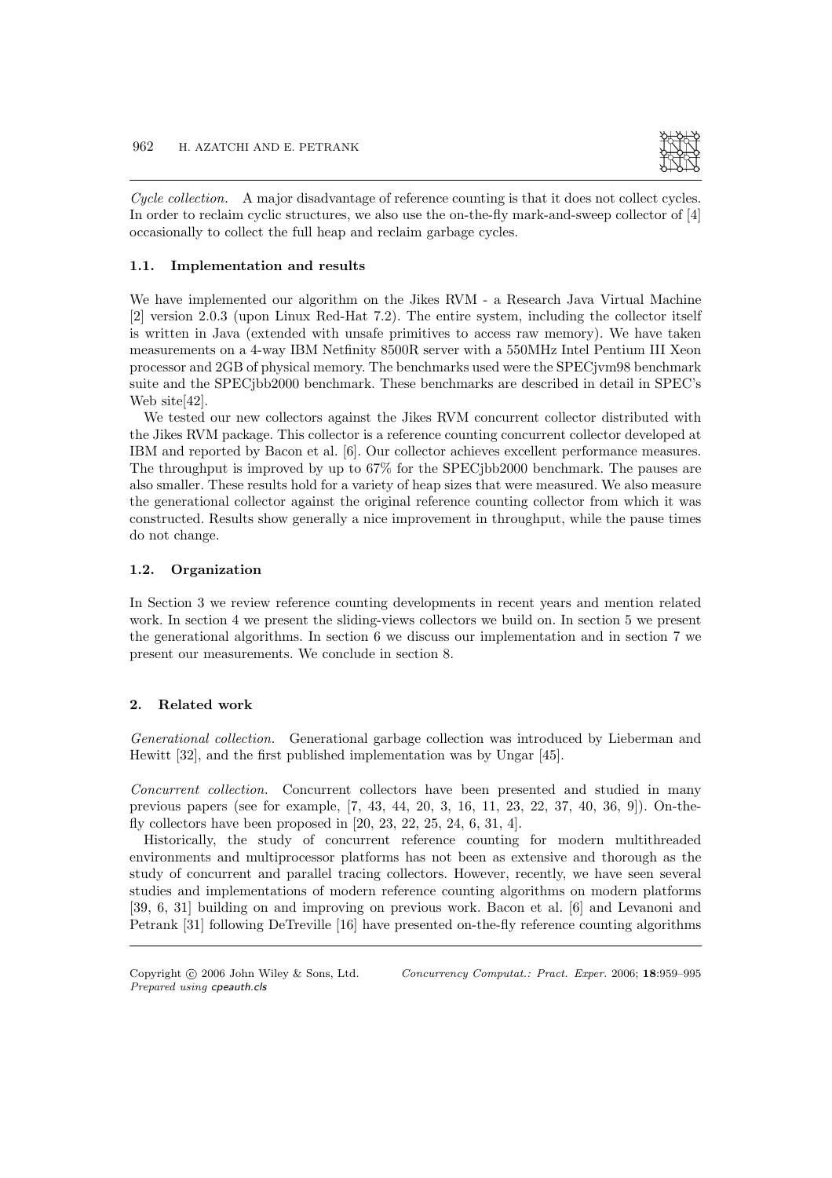*Cycle collection.* A major disadvantage of reference counting is that it does not collect cycles. In order to reclaim cyclic structures, we also use the on-the-fly mark-and-sweep collector of [4] occasionally to collect the full heap and reclaim garbage cycles.

### 1.1. Implementation and results

We have implemented our algorithm on the Jikes RVM - a Research Java Virtual Machine [2] version 2.0.3 (upon Linux Red-Hat 7.2). The entire system, including the collector itself is written in Java (extended with unsafe primitives to access raw memory). We have taken measurements on a 4-way IBM Netfinity 8500R server with a 550MHz Intel Pentium III Xeon processor and 2GB of physical memory. The benchmarks used were the SPECjvm98 benchmark suite and the SPECjbb2000 benchmark. These benchmarks are described in detail in SPEC's Web site[42].

We tested our new collectors against the Jikes RVM concurrent collector distributed with the Jikes RVM package. This collector is a reference counting concurrent collector developed at IBM and reported by Bacon et al. [6]. Our collector achieves excellent performance measures. The throughput is improved by up to 67% for the SPECjbb2000 benchmark. The pauses are also smaller. These results hold for a variety of heap sizes that were measured. We also measure the generational collector against the original reference counting collector from which it was constructed. Results show generally a nice improvement in throughput, while the pause times do not change.

### 1.2. Organization

In Section 3 we review reference counting developments in recent years and mention related work. In section 4 we present the sliding-views collectors we build on. In section 5 we present the generational algorithms. In section 6 we discuss our implementation and in section 7 we present our measurements. We conclude in section 8.

## 2. Related work

*Generational collection.* Generational garbage collection was introduced by Lieberman and Hewitt [32], and the first published implementation was by Ungar [45].

*Concurrent collection.* Concurrent collectors have been presented and studied in many previous papers (see for example, [7, 43, 44, 20, 3, 16, 11, 23, 22, 37, 40, 36, 9]). On-the-fly collectors have been proposed in [20, 23, 22, 25, 24, 6, 31, 4].

Historically, the study of concurrent reference counting for modern multithreaded environments and multiprocessor platforms has not been as extensive and thorough as the study of concurrent and parallel tracing collectors. However, recently, we have seen several studies and implementations of modern reference counting algorithms on modern platforms [39, 6, 31] building on and improving on previous work. Bacon et al. [6] and Levanoni and Petrank [31] following DeTreville [16] have presented on-the-fly reference counting algorithms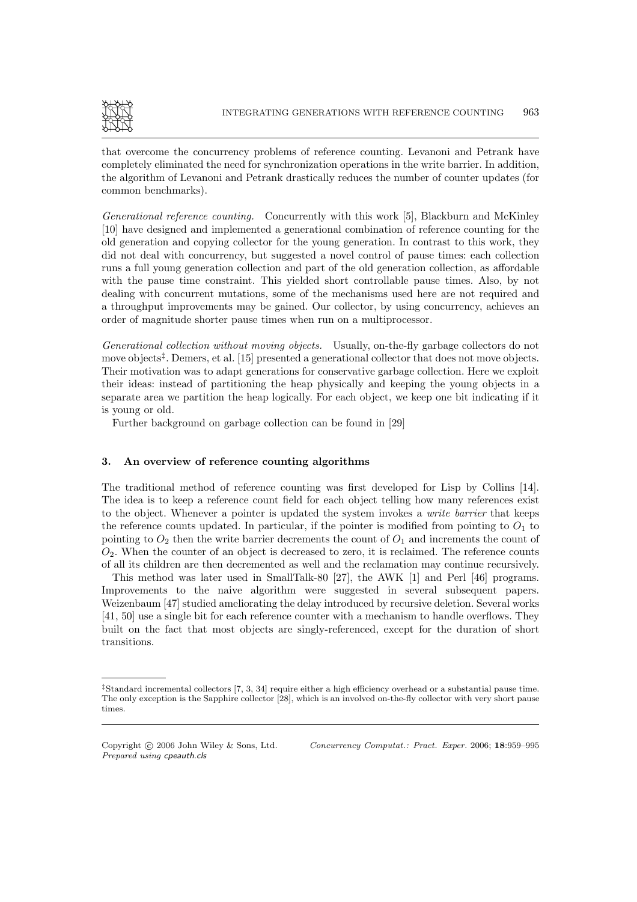that overcome the concurrency problems of reference counting. Levanoni and Petrank have completely eliminated the need for synchronization operations in the write barrier. In addition, the algorithm of Levanoni and Petrank drastically reduces the number of counter updates (for common benchmarks).

*Generational reference counting.* Concurrently with this work [5], Blackburn and McKinley [10] have designed and implemented a generational combination of reference counting for the old generation and copying collector for the young generation. In contrast to this work, they did not deal with concurrency, but suggested a novel control of pause times: each collection runs a full young generation collection and part of the old generation collection, as affordable with the pause time constraint. This yielded short controllable pause times. Also, by not dealing with concurrent mutations, some of the mechanisms used here are not required and a throughput improvements may be gained. Our collector, by using concurrency, achieves an order of magnitude shorter pause times when run on a multiprocessor.

*Generational collection without moving objects.* Usually, on-the-fly garbage collectors do not move objects[‡]. Demers, et al. [15] presented a generational collector that does not move objects. Their motivation was to adapt generations for conservative garbage collection. Here we exploit their ideas: instead of partitioning the heap physically and keeping the young objects in a separate area we partition the heap logically. For each object, we keep one bit indicating if it is young or old.

Further background on garbage collection can be found in [29]

## 3. An overview of reference counting algorithms

The traditional method of reference counting was first developed for Lisp by Collins [14]. The idea is to keep a reference count field for each object telling how many references exist to the object. Whenever a pointer is updated the system invokes a *write barrier* that keeps the reference counts updated. In particular, if the pointer is modified from pointing to $O_1$ to pointing to $O_2$ then the write barrier decrements the count of $O_1$ and increments the count of $O_2$. When the counter of an object is decreased to zero, it is reclaimed. The reference counts of all its children are then decremented as well and the reclamation may continue recursively.

This method was later used in SmallTalk-80 [27], the AWK [1] and Perl [46] programs. Improvements to the naive algorithm were suggested in several subsequent papers. Weizenbaum [47] studied ameliorating the delay introduced by recursive deletion. Several works [41, 50] use a single bit for each reference counter with a mechanism to handle overflows. They built on the fact that most objects are singly-referenced, except for the duration of short transitions.

---

[‡]Standard incremental collectors [7, 3, 34] require either a high efficiency overhead or a substantial pause time. The only exception is the Sapphire collector [28], which is an involved on-the-fly collector with very short pause times.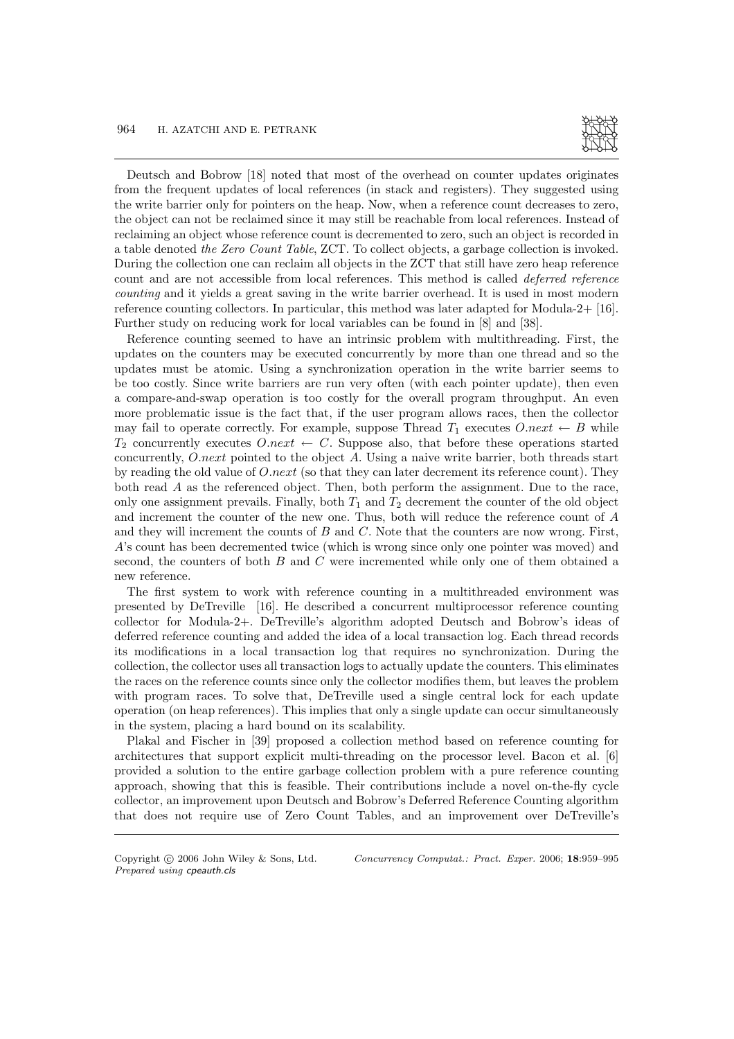Deutsch and Bobrow [18] noted that most of the overhead on counter updates originates from the frequent updates of local references (in stack and registers). They suggested using the write barrier only for pointers on the heap. Now, when a reference count decreases to zero, the object can not be reclaimed since it may still be reachable from local references. Instead of reclaiming an object whose reference count is decremented to zero, such an object is recorded in a table denoted *the Zero Count Table*, ZCT. To collect objects, a garbage collection is invoked. During the collection one can reclaim all objects in the ZCT that still have zero heap reference count and are not accessible from local references. This method is called *deferred reference counting* and it yields a great saving in the write barrier overhead. It is used in most modern reference counting collectors. In particular, this method was later adapted for Modula-2+ [16]. Further study on reducing work for local variables can be found in [8] and [38].

Reference counting seemed to have an intrinsic problem with multithreading. First, the updates on the counters may be executed concurrently by more than one thread and so the updates must be atomic. Using a synchronization operation in the write barrier seems to be too costly. Since write barriers are run very often (with each pointer update), then even a compare-and-swap operation is too costly for the overall program throughput. An even more problematic issue is the fact that, if the user program allows races, then the collector may fail to operate correctly. For example, suppose Thread $T_1$ executes $O.next \leftarrow B$ while $T_2$ concurrently executes $O.next \leftarrow C$. Suppose also, that before these operations started concurrently, $O.next$ pointed to the object $A$. Using a naive write barrier, both threads start by reading the old value of $O.next$ (so that they can later decrement its reference count). They both read $A$ as the referenced object. Then, both perform the assignment. Due to the race, only one assignment prevails. Finally, both $T_1$ and $T_2$ decrement the counter of the old object and increment the counter of the new one. Thus, both will reduce the reference count of $A$ and they will increment the counts of $B$ and $C$. Note that the counters are now wrong. First, $A$'s count has been decremented twice (which is wrong since only one pointer was moved) and second, the counters of both $B$ and $C$ were incremented while only one of them obtained a new reference.

The first system to work with reference counting in a multithreaded environment was presented by DeTreville [16]. He described a concurrent multiprocessor reference counting collector for Modula-2+. DeTreville's algorithm adopted Deutsch and Bobrow's ideas of deferred reference counting and added the idea of a local transaction log. Each thread records its modifications in a local transaction log that requires no synchronization. During the collection, the collector uses all transaction logs to actually update the counters. This eliminates the races on the reference counts since only the collector modifies them, but leaves the problem with program races. To solve that, DeTreville used a single central lock for each update operation (on heap references). This implies that only a single update can occur simultaneously in the system, placing a hard bound on its scalability.

Plakal and Fischer in [39] proposed a collection method based on reference counting for architectures that support explicit multi-threading on the processor level. Bacon et al. [6] provided a solution to the entire garbage collection problem with a pure reference counting approach, showing that this is feasible. Their contributions include a novel on-the-fly cycle collector, an improvement upon Deutsch and Bobrow's Deferred Reference Counting algorithm that does not require use of Zero Count Tables, and an improvement over DeTreville's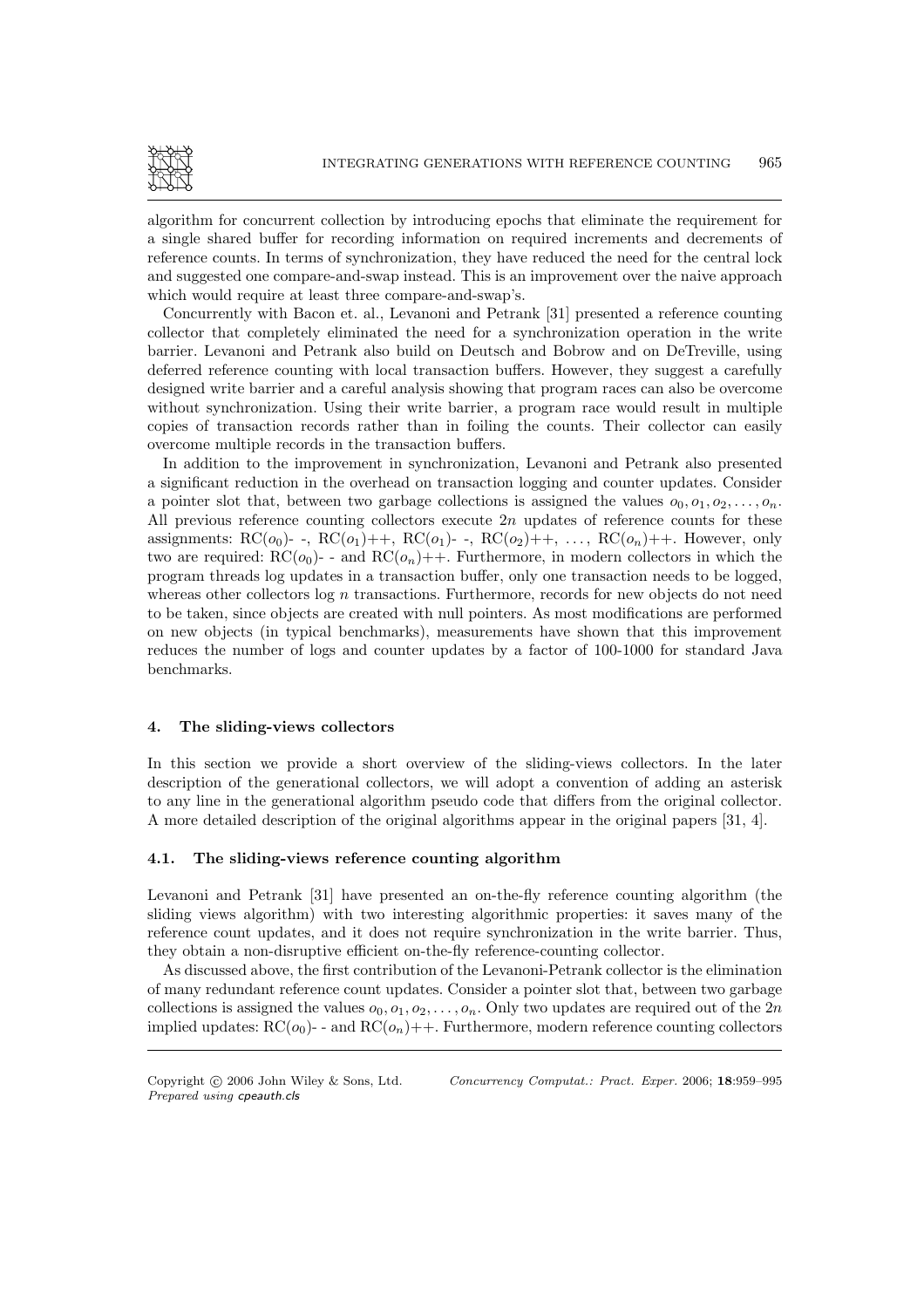algorithm for concurrent collection by introducing epochs that eliminate the requirement for a single shared buffer for recording information on required increments and decrements of reference counts. In terms of synchronization, they have reduced the need for the central lock and suggested one compare-and-swap instead. This is an improvement over the naive approach which would require at least three compare-and-swap's.

Concurrently with Bacon et. al., Levanoni and Petrank [31] presented a reference counting collector that completely eliminated the need for a synchronization operation in the write barrier. Levanoni and Petrank also build on Deutsch and Bobrow and on DeTreville, using deferred reference counting with local transaction buffers. However, they suggest a carefully designed write barrier and a careful analysis showing that program races can also be overcome without synchronization. Using their write barrier, a program race would result in multiple copies of transaction records rather than in foiling the counts. Their collector can easily overcome multiple records in the transaction buffers.

In addition to the improvement in synchronization, Levanoni and Petrank also presented a significant reduction in the overhead on transaction logging and counter updates. Consider a pointer slot that, between two garbage collections is assigned the values $o_0, o_1, o_2, \ldots, o_n$. All previous reference counting collectors execute $2n$ updates of reference counts for these assignments: RC($o_0$)- -, RC($o_1$)++, RC($o_1$)- -, RC($o_2$)++, ..., RC($o_n$)++. However, only two are required: RC($o_0$)- - and RC($o_n$)++. Furthermore, in modern collectors in which the program threads log updates in a transaction buffer, only one transaction needs to be logged, whereas other collectors log $n$ transactions. Furthermore, records for new objects do not need to be taken, since objects are created with null pointers. As most modifications are performed on new objects (in typical benchmarks), measurements have shown that this improvement reduces the number of logs and counter updates by a factor of 100-1000 for standard Java benchmarks.

## 4. The sliding-views collectors

In this section we provide a short overview of the sliding-views collectors. In the later description of the generational collectors, we will adopt a convention of adding an asterisk to any line in the generational algorithm pseudo code that differs from the original collector. A more detailed description of the original algorithms appear in the original papers [31, 4].

### 4.1. The sliding-views reference counting algorithm

Levanoni and Petrank [31] have presented an on-the-fly reference counting algorithm (the sliding views algorithm) with two interesting algorithmic properties: it saves many of the reference count updates, and it does not require synchronization in the write barrier. Thus, they obtain a non-disruptive efficient on-the-fly reference-counting collector.

As discussed above, the first contribution of the Levanoni-Petrank collector is the elimination of many redundant reference count updates. Consider a pointer slot that, between two garbage collections is assigned the values $o_0, o_1, o_2, \ldots, o_n$. Only two updates are required out of the $2n$ implied updates: RC($o_0$)- - and RC($o_n$)++. Furthermore, modern reference counting collectors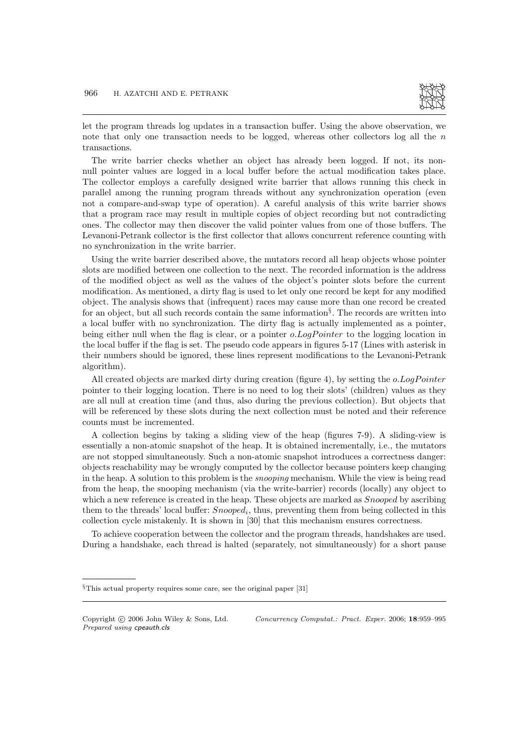let the program threads log updates in a transaction buffer. Using the above observation, we note that only one transaction needs to be logged, whereas other collectors log all the $n$ transactions.

The write barrier checks whether an object has already been logged. If not, its non-null pointer values are logged in a local buffer before the actual modification takes place. The collector employs a carefully designed write barrier that allows running this check in parallel among the running program threads without any synchronization operation (even not a compare-and-swap type of operation). A careful analysis of this write barrier shows that a program race may result in multiple copies of object recording but not contradicting ones. The collector may then discover the valid pointer values from one of those buffers. The Levanoni-Petrank collector is the first collector that allows concurrent reference counting with no synchronization in the write barrier.

Using the write barrier described above, the mutators record all heap objects whose pointer slots are modified between one collection to the next. The recorded information is the address of the modified object as well as the values of the object's pointer slots before the current modification. As mentioned, a dirty flag is used to let only one record be kept for any modified object. The analysis shows that (infrequent) races may cause more than one record be created for an object, but all such records contain the same information[§]. The records are written into a local buffer with no synchronization. The dirty flag is actually implemented as a pointer, being either null when the flag is clear, or a pointer *o.LogPointer* to the logging location in the local buffer if the flag is set. The pseudo code appears in figures 5-17 (Lines with asterisk in their numbers should be ignored, these lines represent modifications to the Levanoni-Petrank algorithm).

All created objects are marked dirty during creation (figure 4), by setting the *o.LogPointer* pointer to their logging location. There is no need to log their slots' (children) values as they are all null at creation time (and thus, also during the previous collection). But objects that will be referenced by these slots during the next collection must be noted and their reference counts must be incremented.

A collection begins by taking a sliding view of the heap (figures 7-9). A sliding-view is essentially a non-atomic snapshot of the heap. It is obtained incrementally, i.e., the mutators are not stopped simultaneously. Such a non-atomic snapshot introduces a correctness danger: objects reachability may be wrongly computed by the collector because pointers keep changing in the heap. A solution to this problem is the *snooping* mechanism. While the view is being read from the heap, the snooping mechanism (via the write-barrier) records (locally) any object to which a new reference is created in the heap. These objects are marked as *Snooped* by ascribing them to the threads' local buffer: $Snooped_i$, thus, preventing them from being collected in this collection cycle mistakenly. It is shown in [30] that this mechanism ensures correctness.

To achieve cooperation between the collector and the program threads, handshakes are used. During a handshake, each thread is halted (separately, not simultaneously) for a short pause

---

[§] This actual property requires some care, see the original paper [31]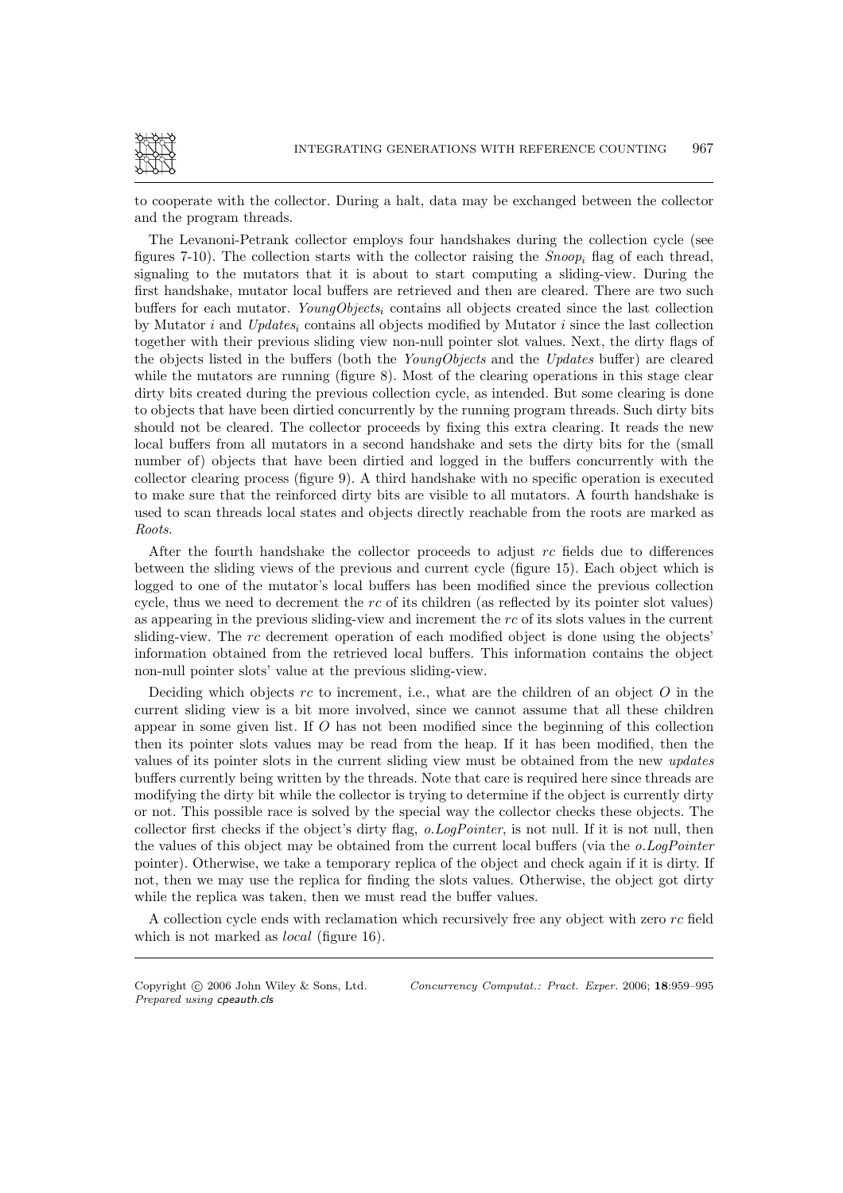to cooperate with the collector. During a halt, data may be exchanged between the collector and the program threads.

The Levanoni-Petrank collector employs four handshakes during the collection cycle (see figures 7-10). The collection starts with the collector raising the $Snoop_i$ flag of each thread, signaling to the mutators that it is about to start computing a sliding-view. During the first handshake, mutator local buffers are retrieved and then are cleared. There are two such buffers for each mutator. $YoungObjects_i$ contains all objects created since the last collection by Mutator $i$ and $Updates_i$ contains all objects modified by Mutator $i$ since the last collection together with their previous sliding view non-null pointer slot values. Next, the dirty flags of the objects listed in the buffers (both the *YoungObjects* and the *Updates* buffer) are cleared while the mutators are running (figure 8). Most of the clearing operations in this stage clear dirty bits created during the previous collection cycle, as intended. But some clearing is done to objects that have been dirtied concurrently by the running program threads. Such dirty bits should not be cleared. The collector proceeds by fixing this extra clearing. It reads the new local buffers from all mutators in a second handshake and sets the dirty bits for the (small number of) objects that have been dirtied and logged in the buffers concurrently with the collector clearing process (figure 9). A third handshake with no specific operation is executed to make sure that the reinforced dirty bits are visible to all mutators. A fourth handshake is used to scan threads local states and objects directly reachable from the roots are marked as *Roots*.

After the fourth handshake the collector proceeds to adjust *rc* fields due to differences between the sliding views of the previous and current cycle (figure 15). Each object which is logged to one of the mutator's local buffers has been modified since the previous collection cycle, thus we need to decrement the *rc* of its children (as reflected by its pointer slot values) as appearing in the previous sliding-view and increment the *rc* of its slots values in the current sliding-view. The *rc* decrement operation of each modified object is done using the objects' information obtained from the retrieved local buffers. This information contains the object non-null pointer slots' value at the previous sliding-view.

Deciding which objects *rc* to increment, i.e., what are the children of an object $O$ in the current sliding view is a bit more involved, since we cannot assume that all these children appear in some given list. If $O$ has not been modified since the beginning of this collection then its pointer slots values may be read from the heap. If it has been modified, then the values of its pointer slots in the current sliding view must be obtained from the new *updates* buffers currently being written by the threads. Note that care is required here since threads are modifying the dirty bit while the collector is trying to determine if the object is currently dirty or not. This possible race is solved by the special way the collector checks these objects. The collector first checks if the object's dirty flag, *o.LogPointer*, is not null. If it is not null, then the values of this object may be obtained from the current local buffers (via the *o.LogPointer* pointer). Otherwise, we take a temporary replica of the object and check again if it is dirty. If not, then we may use the replica for finding the slots values. Otherwise, the object got dirty while the replica was taken, then we must read the buffer values.

A collection cycle ends with reclamation which recursively free any object with zero *rc* field which is not marked as *local* (figure 16).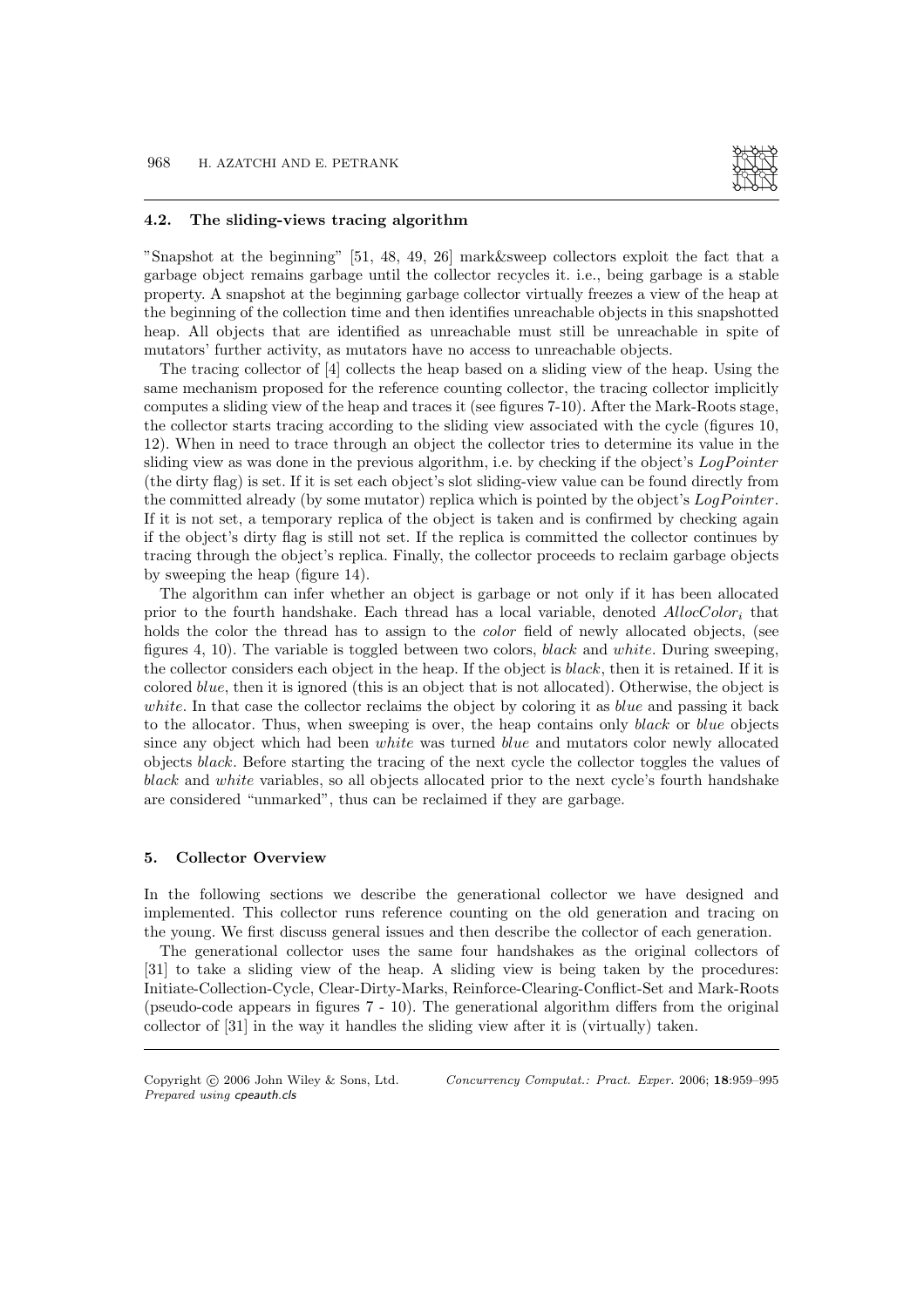### 4.2. The sliding-views tracing algorithm

"Snapshot at the beginning" [51, 48, 49, 26] mark&sweep collectors exploit the fact that a garbage object remains garbage until the collector recycles it. i.e., being garbage is a stable property. A snapshot at the beginning garbage collector virtually freezes a view of the heap at the beginning of the collection time and then identifies unreachable objects in this snapshotted heap. All objects that are identified as unreachable must still be unreachable in spite of mutators' further activity, as mutators have no access to unreachable objects.

The tracing collector of [4] collects the heap based on a sliding view of the heap. Using the same mechanism proposed for the reference counting collector, the tracing collector implicitly computes a sliding view of the heap and traces it (see figures 7-10). After the Mark-Roots stage, the collector starts tracing according to the sliding view associated with the cycle (figures 10, 12). When in need to trace through an object the collector tries to determine its value in the sliding view as was done in the previous algorithm, i.e. by checking if the object's *LogPointer* (the dirty flag) is set. If it is set each object's slot sliding-view value can be found directly from the committed already (by some mutator) replica which is pointed by the object's *LogPointer*. If it is not set, a temporary replica of the object is taken and is confirmed by checking again if the object's dirty flag is still not set. If the replica is committed the collector continues by tracing through the object's replica. Finally, the collector proceeds to reclaim garbage objects by sweeping the heap (figure 14).

The algorithm can infer whether an object is garbage or not only if it has been allocated prior to the fourth handshake. Each thread has a local variable, denoted $AllocColor_i$ that holds the color the thread has to assign to the *color* field of newly allocated objects, (see figures 4, 10). The variable is toggled between two colors, *black* and *white*. During sweeping, the collector considers each object in the heap. If the object is *black*, then it is retained. If it is colored *blue*, then it is ignored (this is an object that is not allocated). Otherwise, the object is *white*. In that case the collector reclaims the object by coloring it as *blue* and passing it back to the allocator. Thus, when sweeping is over, the heap contains only *black* or *blue* objects since any object which had been *white* was turned *blue* and mutators color newly allocated objects *black*. Before starting the tracing of the next cycle the collector toggles the values of *black* and *white* variables, so all objects allocated prior to the next cycle's fourth handshake are considered "unmarked", thus can be reclaimed if they are garbage.

## 5. Collector Overview

In the following sections we describe the generational collector we have designed and implemented. This collector runs reference counting on the old generation and tracing on the young. We first discuss general issues and then describe the collector of each generation.

The generational collector uses the same four handshakes as the original collectors of [31] to take a sliding view of the heap. A sliding view is being taken by the procedures: Initiate-Collection-Cycle, Clear-Dirty-Marks, Reinforce-Clearing-Conflict-Set and Mark-Roots (pseudo-code appears in figures 7 - 10). The generational algorithm differs from the original collector of [31] in the way it handles the sliding view after it is (virtually) taken.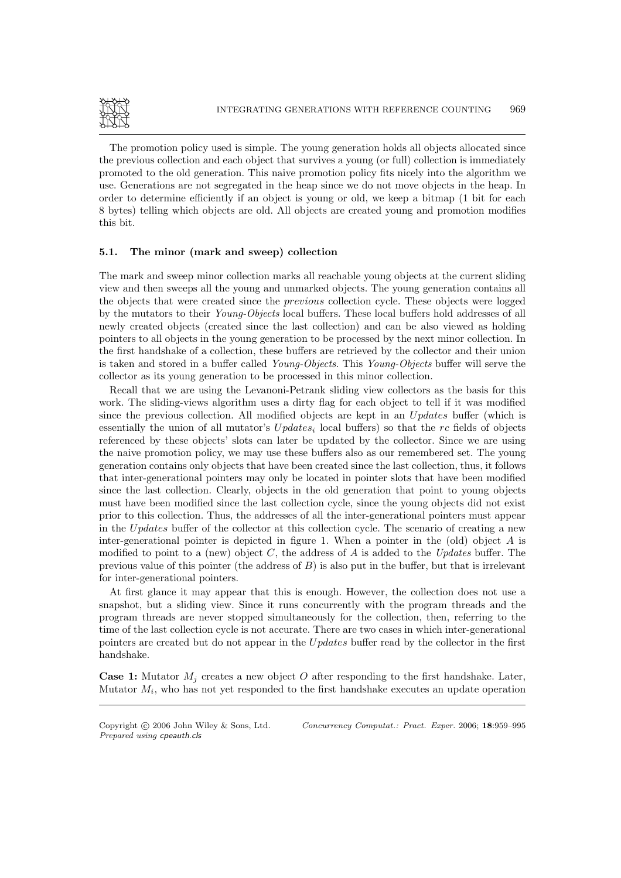The promotion policy used is simple. The young generation holds all objects allocated since the previous collection and each object that survives a young (or full) collection is immediately promoted to the old generation. This naive promotion policy fits nicely into the algorithm we use. Generations are not segregated in the heap since we do not move objects in the heap. In order to determine efficiently if an object is young or old, we keep a bitmap (1 bit for each 8 bytes) telling which objects are old. All objects are created young and promotion modifies this bit.

### 5.1. The minor (mark and sweep) collection

The mark and sweep minor collection marks all reachable young objects at the current sliding view and then sweeps all the young and unmarked objects. The young generation contains all the objects that were created since the *previous* collection cycle. These objects were logged by the mutators to their *Young-Objects* local buffers. These local buffers hold addresses of all newly created objects (created since the last collection) and can be also viewed as holding pointers to all objects in the young generation to be processed by the next minor collection. In the first handshake of a collection, these buffers are retrieved by the collector and their union is taken and stored in a buffer called *Young-Objects*. This *Young-Objects* buffer will serve the collector as its young generation to be processed in this minor collection.

Recall that we are using the Levanoni-Petrank sliding view collectors as the basis for this work. The sliding-views algorithm uses a dirty flag for each object to tell if it was modified since the previous collection. All modified objects are kept in an *Updates* buffer (which is essentially the union of all mutator's $Updates_i$ local buffers) so that the *rc* fields of objects referenced by these objects' slots can later be updated by the collector. Since we are using the naive promotion policy, we may use these buffers also as our remembered set. The young generation contains only objects that have been created since the last collection, thus, it follows that inter-generational pointers may only be located in pointer slots that have been modified since the last collection. Clearly, objects in the old generation that point to young objects must have been modified since the last collection cycle, since the young objects did not exist prior to this collection. Thus, the addresses of all the inter-generational pointers must appear in the *Updates* buffer of the collector at this collection cycle. The scenario of creating a new inter-generational pointer is depicted in figure 1. When a pointer in the (old) object $A$ is modified to point to a (new) object $C$, the address of $A$ is added to the *Updates* buffer. The previous value of this pointer (the address of $B$) is also put in the buffer, but that is irrelevant for inter-generational pointers.

At first glance it may appear that this is enough. However, the collection does not use a snapshot, but a sliding view. Since it runs concurrently with the program threads and the program threads are never stopped simultaneously for the collection, then, referring to the time of the last collection cycle is not accurate. There are two cases in which inter-generational pointers are created but do not appear in the *Updates* buffer read by the collector in the first handshake.

**Case 1:** Mutator $M_j$ creates a new object $O$ after responding to the first handshake. Later, Mutator $M_i$, who has not yet responded to the first handshake executes an update operation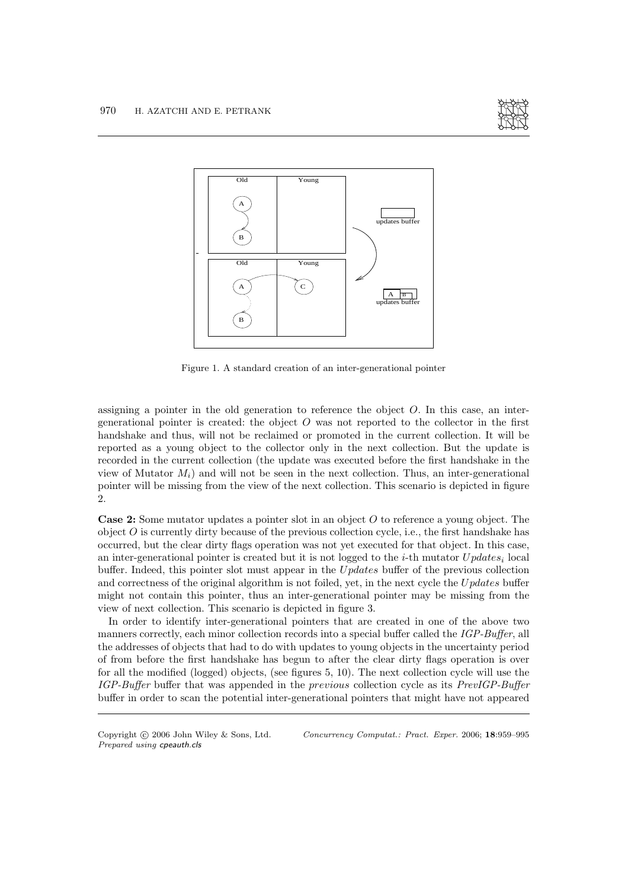Figure 1. A standard creation of an inter-generational pointer

assigning a pointer in the old generation to reference the object $O$. In this case, an inter-generational pointer is created: the object $O$ was not reported to the collector in the first handshake and thus, will not be reclaimed or promoted in the current collection. It will be reported as a young object to the collector only in the next collection. But the update is recorded in the current collection (the update was executed before the first handshake in the view of Mutator $M_i$) and will not be seen in the next collection. Thus, an inter-generational pointer will be missing from the view of the next collection. This scenario is depicted in figure 2.

**Case 2:** Some mutator updates a pointer slot in an object $O$ to reference a young object. The object $O$ is currently dirty because of the previous collection cycle, i.e., the first handshake has occurred, but the clear dirty flags operation was not yet executed for that object. In this case, an inter-generational pointer is created but it is not logged to the $i$-th mutator $Updates_i$ local buffer. Indeed, this pointer slot must appear in the $Updates$ buffer of the previous collection and correctness of the original algorithm is not foiled, yet, in the next cycle the $Updates$ buffer might not contain this pointer, thus an inter-generational pointer may be missing from the view of next collection. This scenario is depicted in figure 3.

In order to identify inter-generational pointers that are created in one of the above two manners correctly, each minor collection records into a special buffer called the *IGP-Buffer*, all the addresses of objects that had to do with updates to young objects in the uncertainty period of from before the first handshake has begun to after the clear dirty flags operation is over for all the modified (logged) objects, (see figures 5, 10). The next collection cycle will use the *IGP-Buffer* buffer that was appended in the *previous* collection cycle as its *PrevIGP-Buffer* buffer in order to scan the potential inter-generational pointers that might have not appeared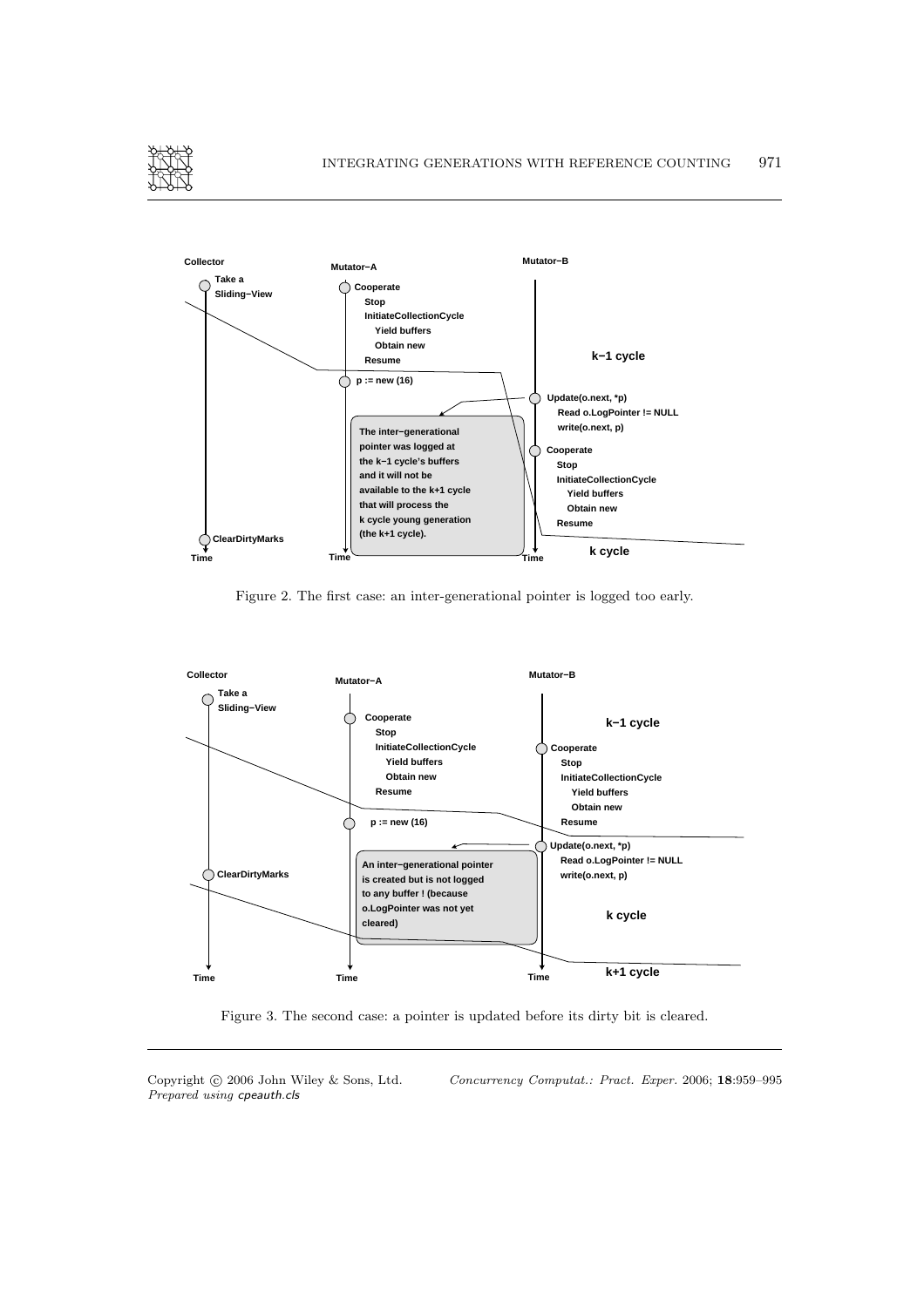Figure 2. The first case: an inter-generational pointer is logged too early.

Figure 3. The second case: a pointer is updated before its dirty bit is cleared.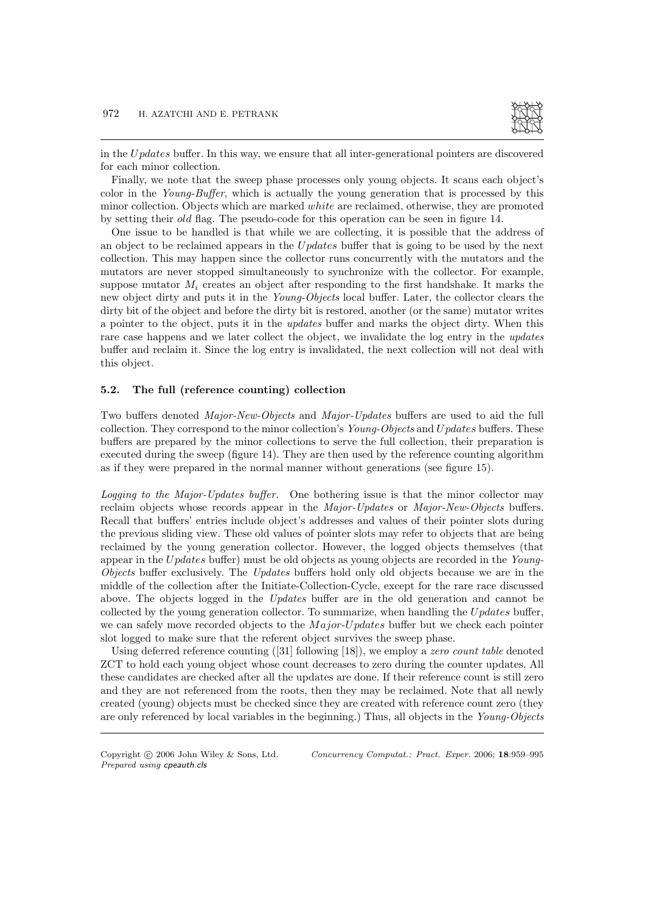in the *Updates* buffer. In this way, we ensure that all inter-generational pointers are discovered for each minor collection.

Finally, we note that the sweep phase processes only young objects. It scans each object's color in the *Young-Buffer*, which is actually the young generation that is processed by this minor collection. Objects which are marked *white* are reclaimed, otherwise, they are promoted by setting their *old* flag. The pseudo-code for this operation can be seen in figure 14.

One issue to be handled is that while we are collecting, it is possible that the address of an object to be reclaimed appears in the *Updates* buffer that is going to be used by the next collection. This may happen since the collector runs concurrently with the mutators and the mutators are never stopped simultaneously to synchronize with the collector. For example, suppose mutator $M_i$ creates an object after responding to the first handshake. It marks the new object dirty and puts it in the *Young-Objects* local buffer. Later, the collector clears the dirty bit of the object and before the dirty bit is restored, another (or the same) mutator writes a pointer to the object, puts it in the *updates* buffer and marks the object dirty. When this rare case happens and we later collect the object, we invalidate the log entry in the *updates* buffer and reclaim it. Since the log entry is invalidated, the next collection will not deal with this object.

### 5.2. The full (reference counting) collection

Two buffers denoted *Major-New-Objects* and *Major-Updates* buffers are used to aid the full collection. They correspond to the minor collection's *Young-Objects* and *Updates* buffers. These buffers are prepared by the minor collections to serve the full collection, their preparation is executed during the sweep (figure 14). They are then used by the reference counting algorithm as if they were prepared in the normal manner without generations (see figure 15).

*Logging to the Major-Updates buffer.* One bothering issue is that the minor collector may reclaim objects whose records appear in the *Major-Updates* or *Major-New-Objects* buffers. Recall that buffers' entries include object's addresses and values of their pointer slots during the previous sliding view. These old values of pointer slots may refer to objects that are being reclaimed by the young generation collector. However, the logged objects themselves (that appear in the *Updates* buffer) must be old objects as young objects are recorded in the *Young-Objects* buffer exclusively. The *Updates* buffers hold only old objects because we are in the middle of the collection after the Initiate-Collection-Cycle, except for the rare race discussed above. The objects logged in the *Updates* buffer are in the old generation and cannot be collected by the young generation collector. To summarize, when handling the *Updates* buffer, we can safely move recorded objects to the *Major-Updates* buffer but we check each pointer slot logged to make sure that the referent object survives the sweep phase.

Using deferred reference counting ([31] following [18]), we employ a *zero count table* denoted ZCT to hold each young object whose count decreases to zero during the counter updates. All these candidates are checked after all the updates are done. If their reference count is still zero and they are not referenced from the roots, then they may be reclaimed. Note that all newly created (young) objects must be checked since they are created with reference count zero (they are only referenced by local variables in the beginning.) Thus, all objects in the *Young-Objects*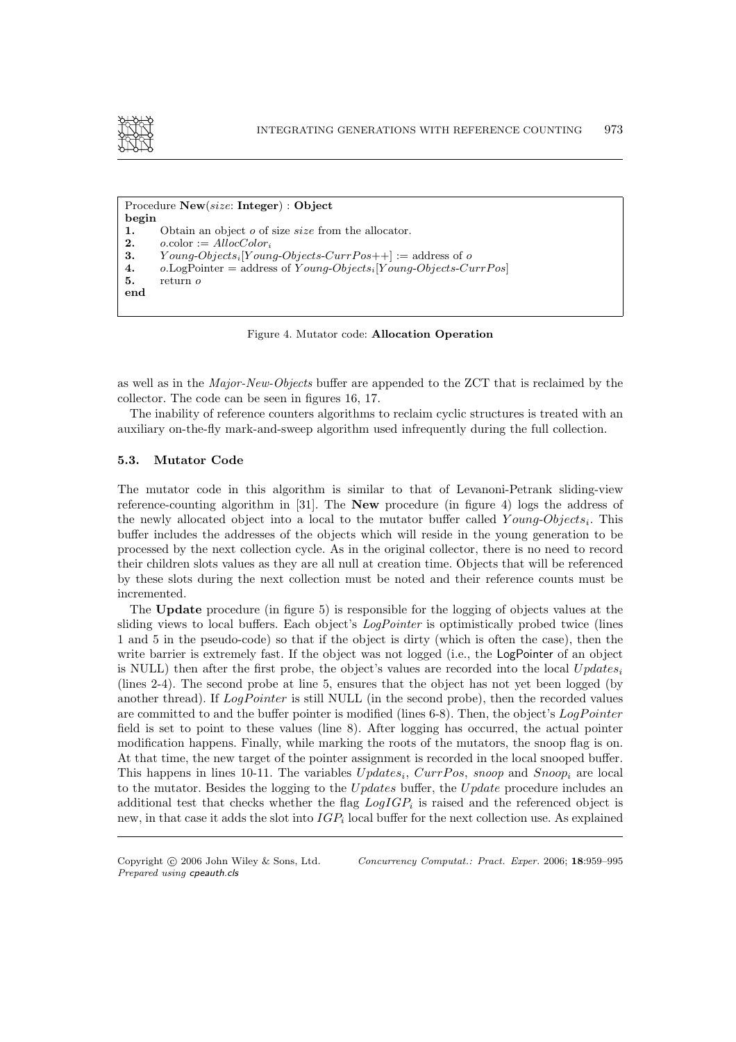```
Procedure New(size: Integer) : Object
begin
1.    Obtain an object o of size size from the allocator.
2.    o.color := AllocColor_i
3.    Young-Objects_i[Young-Objects-CurrPos++] := address of o
4.    o.LogPointer = address of Young-Objects_i[Young-Objects-CurrPos]
5.    return o
end
```

Figure 4. Mutator code: **Allocation Operation**

as well as in the *Major-New-Objects* buffer are appended to the ZCT that is reclaimed by the collector. The code can be seen in figures 16, 17.

The inability of reference counters algorithms to reclaim cyclic structures is treated with an auxiliary on-the-fly mark-and-sweep algorithm used infrequently during the full collection.

### 5.3. Mutator Code

The mutator code in this algorithm is similar to that of Levanoni-Petrank sliding-view reference-counting algorithm in [31]. The **New** procedure (in figure 4) logs the address of the newly allocated object into a local to the mutator buffer called $Young\text{-}Objects_i$. This buffer includes the addresses of the objects which will reside in the young generation to be processed by the next collection cycle. As in the original collector, there is no need to record their children slots values as they are all null at creation time. Objects that will be referenced by these slots during the next collection must be noted and their reference counts must be incremented.

The **Update** procedure (in figure 5) is responsible for the logging of objects values at the sliding views to local buffers. Each object's *LogPointer* is optimistically probed twice (lines 1 and 5 in the pseudo-code) so that if the object is dirty (which is often the case), then the write barrier is extremely fast. If the object was not logged (i.e., the LogPointer of an object is NULL) then after the first probe, the object's values are recorded into the local $Updates_i$ (lines 2-4). The second probe at line 5, ensures that the object has not yet been logged (by another thread). If *LogPointer* is still NULL (in the second probe), then the recorded values are committed to and the buffer pointer is modified (lines 6-8). Then, the object's *LogPointer* field is set to point to these values (line 8). After logging has occurred, the actual pointer modification happens. Finally, while marking the roots of the mutators, the snoop flag is on. At that time, the new target of the pointer assignment is recorded in the local snooped buffer. This happens in lines 10-11. The variables $Updates_i$, *CurrPos*, *snoop* and $Snoop_i$ are local to the mutator. Besides the logging to the *Updates* buffer, the *Update* procedure includes an additional test that checks whether the flag $LogIGP_i$ is raised and the referenced object is new, in that case it adds the slot into $IGP_i$ local buffer for the next collection use. As explained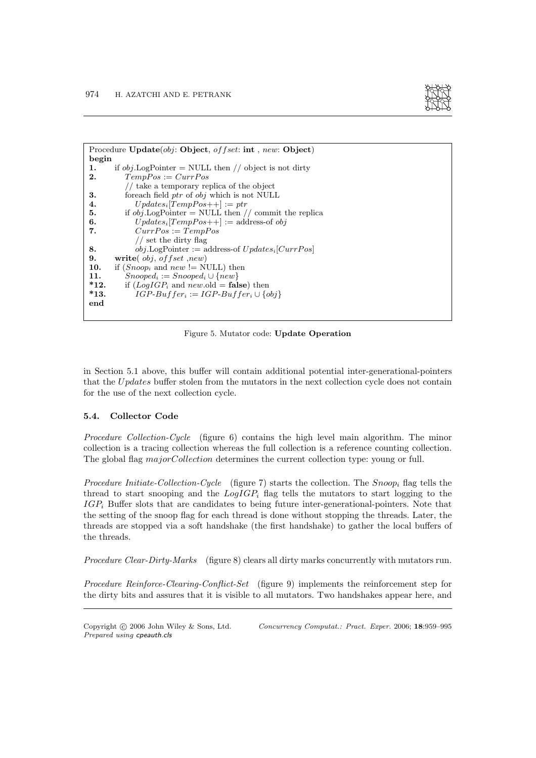```
Procedure Update(obj: Object, offset: int , new: Object)
begin
1.    if obj.LogPointer = NULL then // object is not dirty
2.       TempPos := CurrPos
         // take a temporary replica of the object
3.       foreach field ptr of obj which is not NULL
4.          Updates_i[TempPos++] := ptr
5.       if obj.LogPointer = NULL then // commit the replica
6.          Updates_i[TempPos++] := address-of obj
7.          CurrPos := TempPos
            // set the dirty flag
8.          obj.LogPointer := address-of Updates_i[CurrPos]
9.    write( obj, offset ,new)
10.   if (Snoop_i and new != NULL) then
11.      Snooped_i := Snooped_i ∪ {new}
*12.     if (LogIGP_i and new.old = false) then
*13.        IGP-Buffer_i := IGP-Buffer_i ∪ {obj}
end
```

Figure 5. Mutator code: **Update Operation**

in Section 5.1 above, this buffer will contain additional potential inter-generational-pointers that the *Updates* buffer stolen from the mutators in the next collection cycle does not contain for the use of the next collection cycle.

### 5.4. Collector Code

*Procedure Collection-Cycle* (figure 6) contains the high level main algorithm. The minor collection is a tracing collection whereas the full collection is a reference counting collection. The global flag *majorCollection* determines the current collection type: young or full.

*Procedure Initiate-Collection-Cycle* (figure 7) starts the collection. The $Snoop_i$ flag tells the thread to start snooping and the $LogIGP_i$ flag tells the mutators to start logging to the $IGP_i$ Buffer slots that are candidates to being future inter-generational-pointers. Note that the setting of the snoop flag for each thread is done without stopping the threads. Later, the threads are stopped via a soft handshake (the first handshake) to gather the local buffers of the threads.

*Procedure Clear-Dirty-Marks* (figure 8) clears all dirty marks concurrently with mutators run.

*Procedure Reinforce-Clearing-Conflict-Set* (figure 9) implements the reinforcement step for the dirty bits and assures that it is visible to all mutators. Two handshakes appear here, and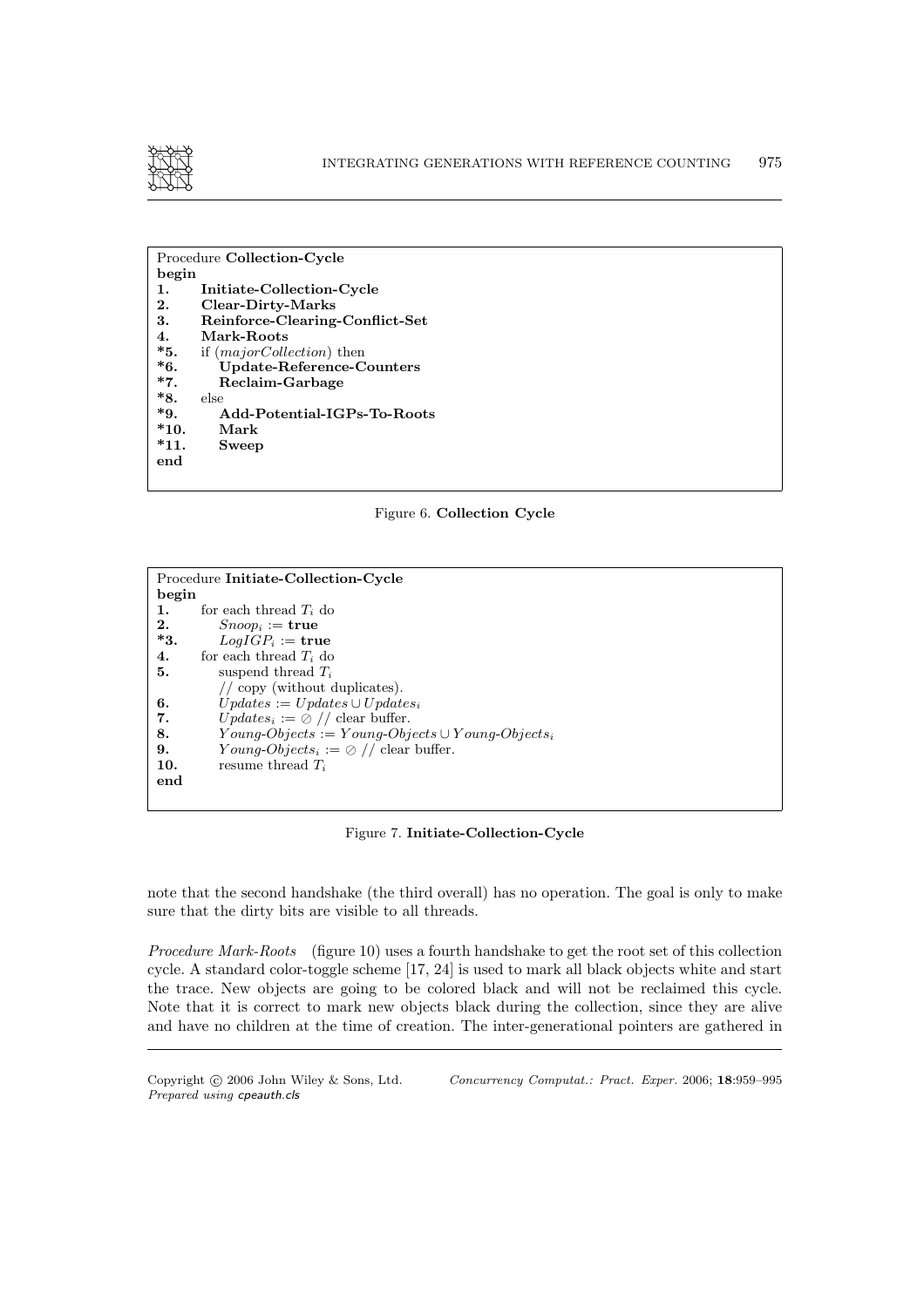```
Procedure Collection-Cycle
begin
1.     Initiate-Collection-Cycle
2.     Clear-Dirty-Marks
3.     Reinforce-Clearing-Conflict-Set
4.     Mark-Roots
*5.    if (majorCollection) then
*6.        Update-Reference-Counters
*7.        Reclaim-Garbage
*8.    else
*9.        Add-Potential-IGPs-To-Roots
*10.       Mark
*11.       Sweep
end
```

Figure 6. **Collection Cycle**

```
Procedure Initiate-Collection-Cycle
begin
1.     for each thread T_i do
2.         Snoop_i := true
*3.        LogIGP_i := true
4.     for each thread T_i do
5.         suspend thread T_i
           // copy (without duplicates).
6.         Updates := Updates ∪ Updates_i
7.         Updates_i := ⊘ // clear buffer.
8.         Young-Objects := Young-Objects ∪ Young-Objects_i
9.         Young-Objects_i := ⊘ // clear buffer.
10.        resume thread T_i
end
```

Figure 7. **Initiate-Collection-Cycle**

note that the second handshake (the third overall) has no operation. The goal is only to make sure that the dirty bits are visible to all threads.

*Procedure Mark-Roots* (figure 10) uses a fourth handshake to get the root set of this collection cycle. A standard color-toggle scheme [17, 24] is used to mark all black objects white and start the trace. New objects are going to be colored black and will not be reclaimed this cycle. Note that it is correct to mark new objects black during the collection, since they are alive and have no children at the time of creation. The inter-generational pointers are gathered in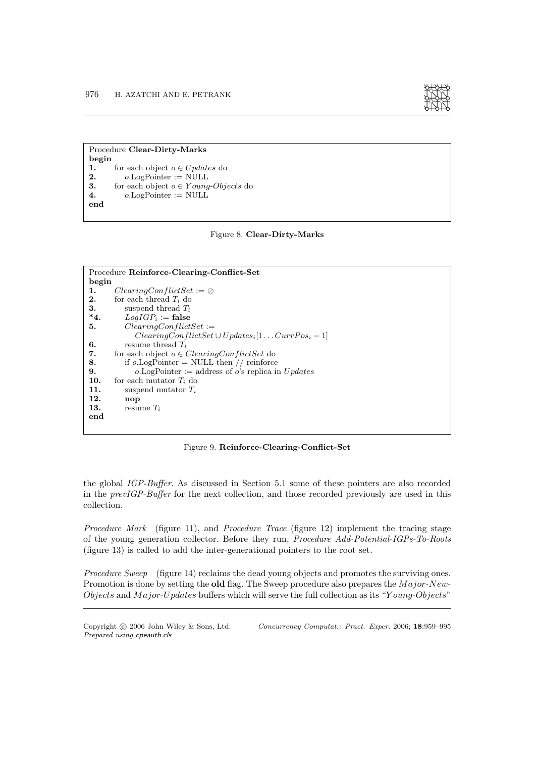```
Procedure Clear-Dirty-Marks
begin
1.    for each object o ∈ Updates do
2.        o.LogPointer := NULL
3.    for each object o ∈ Young-Objects do
4.        o.LogPointer := NULL
end
```

Figure 8. **Clear-Dirty-Marks**

```
Procedure Reinforce-Clearing-Conflict-Set
begin
1.    ClearingConflictSet := ∅
2.    for each thread T_i do
3.        suspend thread T_i
*4.       LogIGP_i := false
5.        ClearingConflictSet :=
              ClearingConflictSet ∪ Updates_i[1 ... CurrPos_i − 1]
6.        resume thread T_i
7.    for each object o ∈ ClearingConflictSet do
8.        if o.LogPointer = NULL then // reinforce
9.            o.LogPointer := address of o's replica in Updates
10.   for each mutator T_i do
11.       suspend mutator T_i
12.       nop
13.       resume T_i
end
```

Figure 9. **Reinforce-Clearing-Conflict-Set**

the global *IGP-Buffer*. As discussed in Section 5.1 some of these pointers are also recorded in the *prevIGP-Buffer* for the next collection, and those recorded previously are used in this collection.

*Procedure Mark* (figure 11), and *Procedure Trace* (figure 12) implement the tracing stage of the young generation collector. Before they run, *Procedure Add-Potential-IGPs-To-Roots* (figure 13) is called to add the inter-generational pointers to the root set.

*Procedure Sweep* (figure 14) reclaims the dead young objects and promotes the surviving ones. Promotion is done by setting the **old** flag. The Sweep procedure also prepares the *Major-New-Objects* and *Major-Updates* buffers which will serve the full collection as its "*Young-Objects*"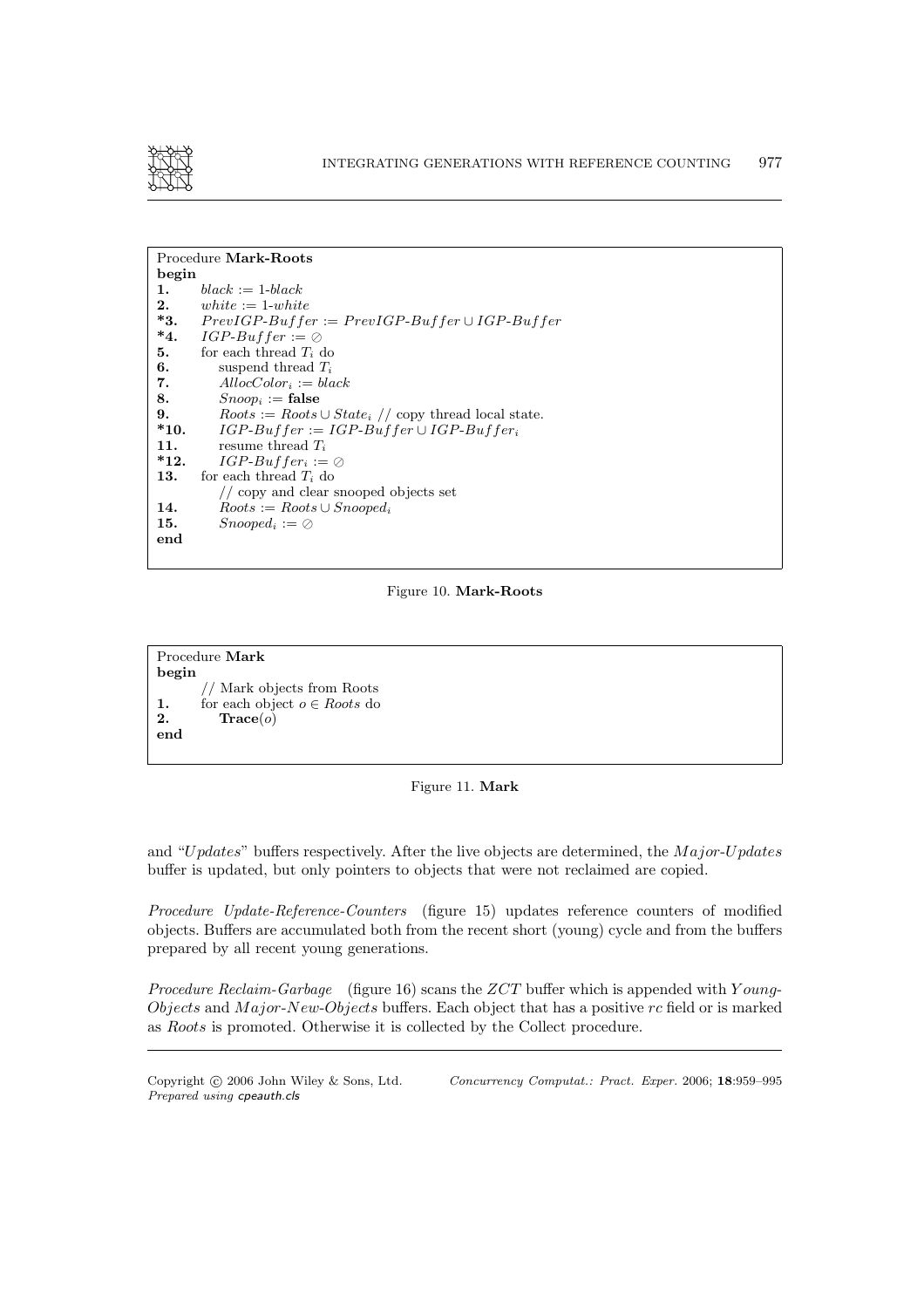```
Procedure Mark-Roots
begin
1.    black := 1-black
2.    white := 1-white
*3.   PrevIGP-Buffer := PrevIGP-Buffer ∪ IGP-Buffer
*4.   IGP-Buffer := ⊘
5.    for each thread T_i do
6.        suspend thread T_i
7.        AllocColor_i := black
8.        Snoop_i := false
9.        Roots := Roots ∪ State_i // copy thread local state.
*10.      IGP-Buffer := IGP-Buffer ∪ IGP-Buffer_i
11.       resume thread T_i
*12.      IGP-Buffer_i := ⊘
13.   for each thread T_i do
          // copy and clear snooped objects set
14.       Roots := Roots ∪ Snooped_i
15.       Snooped_i := ⊘
end
```

Figure 10. **Mark-Roots**

```
Procedure Mark
begin
      // Mark objects from Roots
1.    for each object o ∈ Roots do
2.        Trace(o)
end
```

Figure 11. **Mark**

and "*Updates*" buffers respectively. After the live objects are determined, the *Major-Updates* buffer is updated, but only pointers to objects that were not reclaimed are copied.

*Procedure Update-Reference-Counters* (figure 15) updates reference counters of modified objects. Buffers are accumulated both from the recent short (young) cycle and from the buffers prepared by all recent young generations.

*Procedure Reclaim-Garbage* (figure 16) scans the *ZCT* buffer which is appended with *Young-Objects* and *Major-New-Objects* buffers. Each object that has a positive *rc* field or is marked as *Roots* is promoted. Otherwise it is collected by the Collect procedure.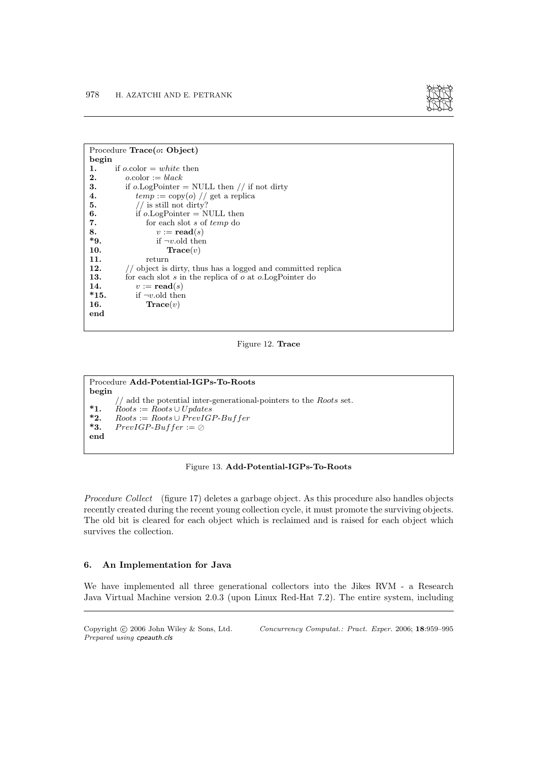```
Procedure Trace(o: Object)
begin
1.     if o.color = white then
2.        o.color := black
3.        if o.LogPointer = NULL then // if not dirty
4.           temp := copy(o) // get a replica
5.           // is still not dirty?
6.           if o.LogPointer = NULL then
7.              for each slot s of temp do
8.                 v := read(s)
*9.                if ¬v.old then
10.                   Trace(v)
11.             return
12.       // object is dirty, thus has a logged and committed replica
13.       for each slot s in the replica of o at o.LogPointer do
14.          v := read(s)
*15.         if ¬v.old then
16.             Trace(v)
end
```

Figure 12. **Trace**

```
Procedure Add-Potential-IGPs-To-Roots
begin
       // add the potential inter-generational-pointers to the Roots set.
*1.    Roots := Roots ∪ Updates
*2.    Roots := Roots ∪ PrevIGP-Buffer
*3.    PrevIGP-Buffer := ⊘
end
```

Figure 13. **Add-Potential-IGPs-To-Roots**

*Procedure Collect* (figure 17) deletes a garbage object. As this procedure also handles objects recently created during the recent young collection cycle, it must promote the surviving objects. The old bit is cleared for each object which is reclaimed and is raised for each object which survives the collection.

## 6. An Implementation for Java

We have implemented all three generational collectors into the Jikes RVM - a Research Java Virtual Machine version 2.0.3 (upon Linux Red-Hat 7.2). The entire system, including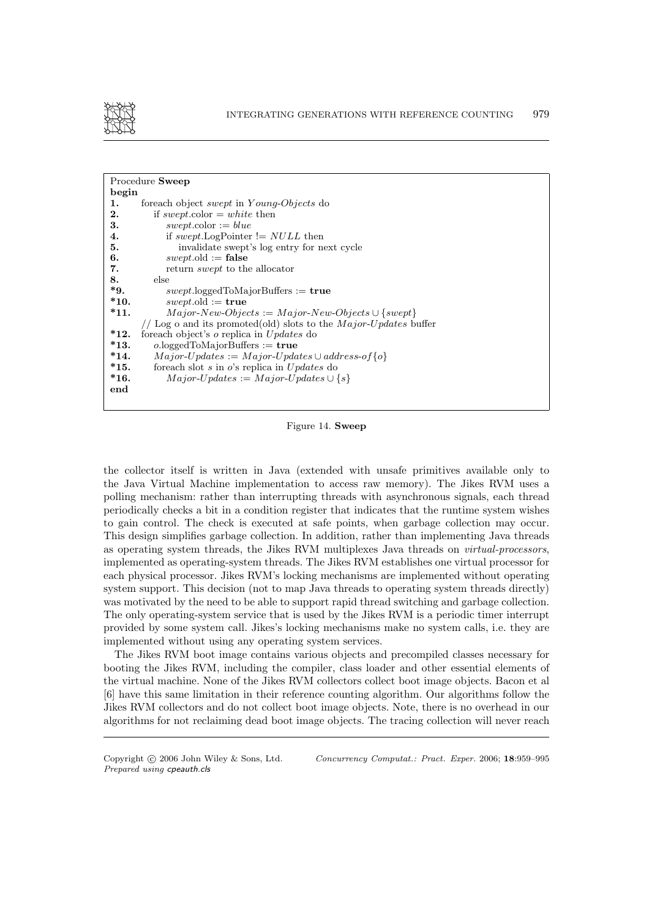```
Procedure Sweep
begin
1.     foreach object swept in Young-Objects do
2.        if swept.color = white then
3.           swept.color := blue
4.           if swept.LogPointer != NULL then
5.              invalidate swept's log entry for next cycle
6.           swept.old := false
7.           return swept to the allocator
8.        else
*9.          swept.loggedToMajorBuffers := true
*10.         swept.old := true
*11.         Major-New-Objects := Major-New-Objects ∪ {swept}
       // Log o and its promoted(old) slots to the Major-Updates buffer
*12.   foreach object's o replica in Updates do
*13.      o.loggedToMajorBuffers := true
*14.      Major-Updates := Major-Updates ∪ address-of{o}
*15.      foreach slot s in o's replica in Updates do
*16.         Major-Updates := Major-Updates ∪ {s}
end
```

Figure 14. **Sweep**

the collector itself is written in Java (extended with unsafe primitives available only to the Java Virtual Machine implementation to access raw memory). The Jikes RVM uses a polling mechanism: rather than interrupting threads with asynchronous signals, each thread periodically checks a bit in a condition register that indicates that the runtime system wishes to gain control. The check is executed at safe points, when garbage collection may occur. This design simplifies garbage collection. In addition, rather than implementing Java threads as operating system threads, the Jikes RVM multiplexes Java threads on *virtual-processors*, implemented as operating-system threads. The Jikes RVM establishes one virtual processor for each physical processor. Jikes RVM's locking mechanisms are implemented without operating system support. This decision (not to map Java threads to operating system threads directly) was motivated by the need to be able to support rapid thread switching and garbage collection. The only operating-system service that is used by the Jikes RVM is a periodic timer interrupt provided by some system call. Jikes's locking mechanisms make no system calls, i.e. they are implemented without using any operating system services.

The Jikes RVM boot image contains various objects and precompiled classes necessary for booting the Jikes RVM, including the compiler, class loader and other essential elements of the virtual machine. None of the Jikes RVM collectors collect boot image objects. Bacon et al [6] have this same limitation in their reference counting algorithm. Our algorithms follow the Jikes RVM collectors and do not collect boot image objects. Note, there is no overhead in our algorithms for not reclaiming dead boot image objects. The tracing collection will never reach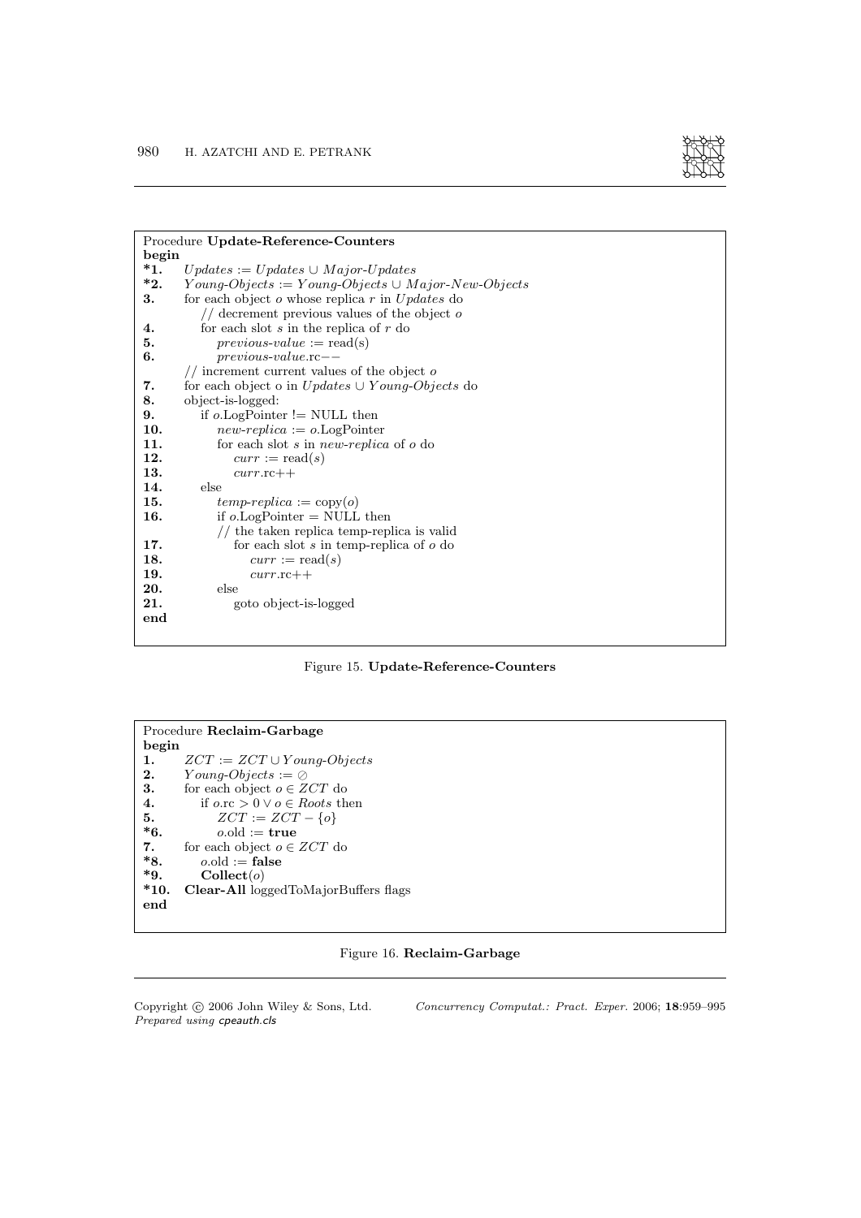```
Procedure Update-Reference-Counters
begin
*1.   Updates := Updates ∪ Major-Updates
*2.   Young-Objects := Young-Objects ∪ Major-New-Objects
3.    for each object o whose replica r in Updates do
          // decrement previous values of the object o
4.        for each slot s in the replica of r do
5.            previous-value := read(s)
6.            previous-value.rc−−
      // increment current values of the object o
7.    for each object o in Updates ∪ Young-Objects do
8.    object-is-logged:
9.        if o.LogPointer != NULL then
10.           new-replica := o.LogPointer
11.           for each slot s in new-replica of o do
12.               curr := read(s)
13.               curr.rc++
14.       else
15.           temp-replica := copy(o)
16.           if o.LogPointer = NULL then
              // the taken replica temp-replica is valid
17.               for each slot s in temp-replica of o do
18.                   curr := read(s)
19.                   curr.rc++
20.           else
21.               goto object-is-logged
end
```

Figure 15. **Update-Reference-Counters**

```
Procedure Reclaim-Garbage
begin
1.    ZCT := ZCT ∪ Young-Objects
2.    Young-Objects := ⊘
3.    for each object o ∈ ZCT do
4.        if o.rc > 0 ∨ o ∈ Roots then
5.            ZCT := ZCT − {o}
*6.           o.old := true
7.    for each object o ∈ ZCT do
*8.       o.old := false
*9.       Collect(o)
*10.  Clear-All loggedToMajorBuffers flags
end
```

Figure 16. **Reclaim-Garbage**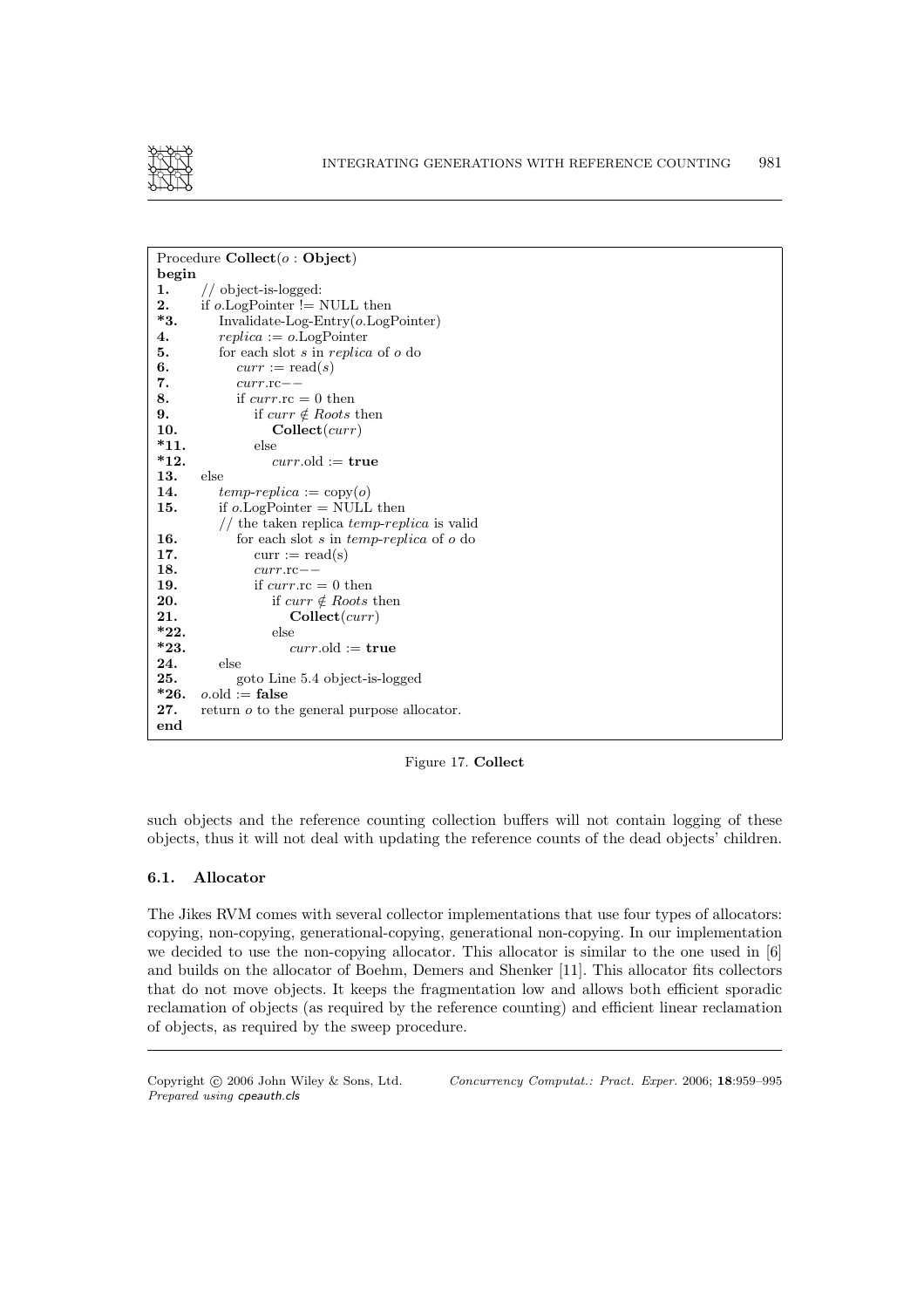```
Procedure Collect(o : Object)
begin
1.    // object-is-logged:
2.    if o.LogPointer != NULL then
*3.       Invalidate-Log-Entry(o.LogPointer)
4.        replica := o.LogPointer
5.        for each slot s in replica of o do
6.            curr := read(s)
7.            curr.rc−−
8.            if curr.rc = 0 then
9.                if curr ∉ Roots then
10.                   Collect(curr)
*11.              else
*12.                  curr.old := true
13.   else
14.       temp-replica := copy(o)
15.       if o.LogPointer = NULL then
          // the taken replica temp-replica is valid
16.           for each slot s in temp-replica of o do
17.               curr := read(s)
18.               curr.rc−−
19.               if curr.rc = 0 then
20.                   if curr ∉ Roots then
21.                       Collect(curr)
*22.                  else
*23.                      curr.old := true
24.       else
25.           goto Line 5.4 object-is-logged
*26.  o.old := false
27.   return o to the general purpose allocator.
end
```

Figure 17. **Collect**

such objects and the reference counting collection buffers will not contain logging of these objects, thus it will not deal with updating the reference counts of the dead objects' children.

### 6.1. Allocator

The Jikes RVM comes with several collector implementations that use four types of allocators: copying, non-copying, generational-copying, generational non-copying. In our implementation we decided to use the non-copying allocator. This allocator is similar to the one used in [6] and builds on the allocator of Boehm, Demers and Shenker [11]. This allocator fits collectors that do not move objects. It keeps the fragmentation low and allows both efficient sporadic reclamation of objects (as required by the reference counting) and efficient linear reclamation of objects, as required by the sweep procedure.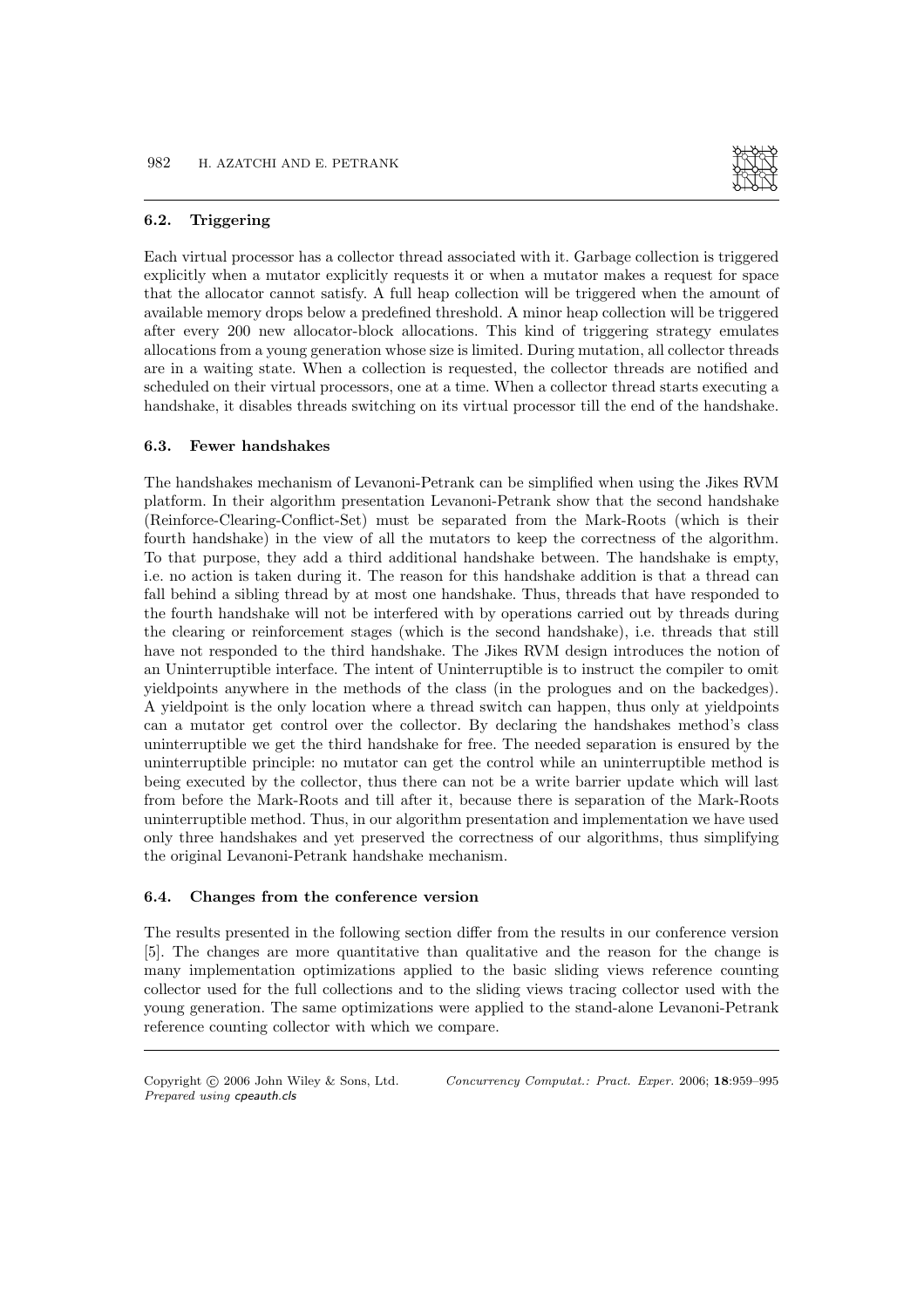### 6.2. Triggering

Each virtual processor has a collector thread associated with it. Garbage collection is triggered explicitly when a mutator explicitly requests it or when a mutator makes a request for space that the allocator cannot satisfy. A full heap collection will be triggered when the amount of available memory drops below a predefined threshold. A minor heap collection will be triggered after every 200 new allocator-block allocations. This kind of triggering strategy emulates allocations from a young generation whose size is limited. During mutation, all collector threads are in a waiting state. When a collection is requested, the collector threads are notified and scheduled on their virtual processors, one at a time. When a collector thread starts executing a handshake, it disables threads switching on its virtual processor till the end of the handshake.

### 6.3. Fewer handshakes

The handshakes mechanism of Levanoni-Petrank can be simplified when using the Jikes RVM platform. In their algorithm presentation Levanoni-Petrank show that the second handshake (Reinforce-Clearing-Conflict-Set) must be separated from the Mark-Roots (which is their fourth handshake) in the view of all the mutators to keep the correctness of the algorithm. To that purpose, they add a third additional handshake between. The handshake is empty, i.e. no action is taken during it. The reason for this handshake addition is that a thread can fall behind a sibling thread by at most one handshake. Thus, threads that have responded to the fourth handshake will not be interfered with by operations carried out by threads during the clearing or reinforcement stages (which is the second handshake), i.e. threads that still have not responded to the third handshake. The Jikes RVM design introduces the notion of an Uninterruptible interface. The intent of Uninterruptible is to instruct the compiler to omit yieldpoints anywhere in the methods of the class (in the prologues and on the backedges). A yieldpoint is the only location where a thread switch can happen, thus only at yieldpoints can a mutator get control over the collector. By declaring the handshakes method's class uninterruptible we get the third handshake for free. The needed separation is ensured by the uninterruptible principle: no mutator can get the control while an uninterruptible method is being executed by the collector, thus there can not be a write barrier update which will last from before the Mark-Roots and till after it, because there is separation of the Mark-Roots uninterruptible method. Thus, in our algorithm presentation and implementation we have used only three handshakes and yet preserved the correctness of our algorithms, thus simplifying the original Levanoni-Petrank handshake mechanism.

### 6.4. Changes from the conference version

The results presented in the following section differ from the results in our conference version [5]. The changes are more quantitative than qualitative and the reason for the change is many implementation optimizations applied to the basic sliding views reference counting collector used for the full collections and to the sliding views tracing collector used with the young generation. The same optimizations were applied to the stand-alone Levanoni-Petrank reference counting collector with which we compare.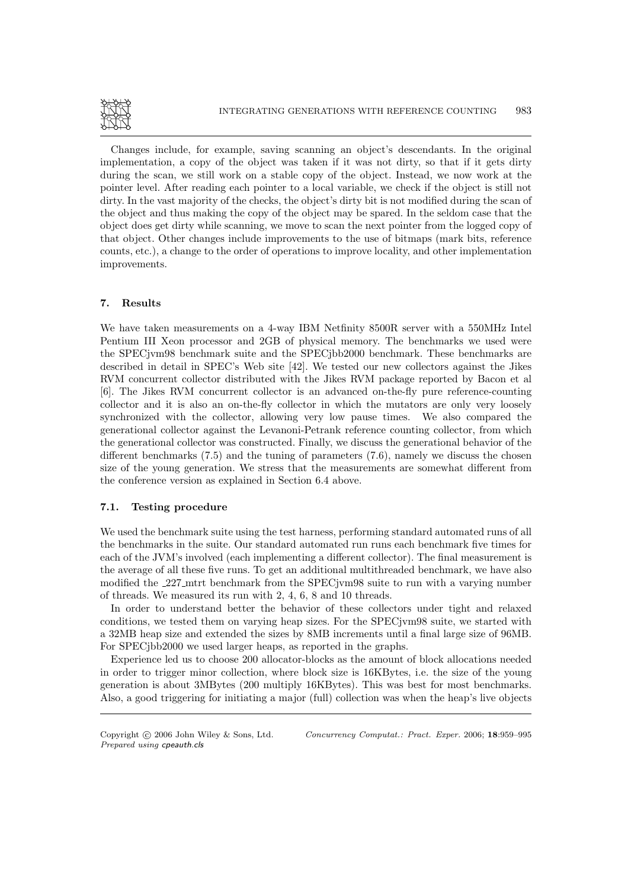Changes include, for example, saving scanning an object's descendants. In the original implementation, a copy of the object was taken if it was not dirty, so that if it gets dirty during the scan, we still work on a stable copy of the object. Instead, we now work at the pointer level. After reading each pointer to a local variable, we check if the object is still not dirty. In the vast majority of the checks, the object's dirty bit is not modified during the scan of the object and thus making the copy of the object may be spared. In the seldom case that the object does get dirty while scanning, we move to scan the next pointer from the logged copy of that object. Other changes include improvements to the use of bitmaps (mark bits, reference counts, etc.), a change to the order of operations to improve locality, and other implementation improvements.

## 7. Results

We have taken measurements on a 4-way IBM Netfinity 8500R server with a 550MHz Intel Pentium III Xeon processor and 2GB of physical memory. The benchmarks we used were the SPECjvm98 benchmark suite and the SPECjbb2000 benchmark. These benchmarks are described in detail in SPEC's Web site [42]. We tested our new collectors against the Jikes RVM concurrent collector distributed with the Jikes RVM package reported by Bacon et al [6]. The Jikes RVM concurrent collector is an advanced on-the-fly pure reference-counting collector and it is also an on-the-fly collector in which the mutators are only very loosely synchronized with the collector, allowing very low pause times. We also compared the generational collector against the Levanoni-Petrank reference counting collector, from which the generational collector was constructed. Finally, we discuss the generational behavior of the different benchmarks (7.5) and the tuning of parameters (7.6), namely we discuss the chosen size of the young generation. We stress that the measurements are somewhat different from the conference version as explained in Section 6.4 above.

### 7.1. Testing procedure

We used the benchmark suite using the test harness, performing standard automated runs of all the benchmarks in the suite. Our standard automated run runs each benchmark five times for each of the JVM's involved (each implementing a different collector). The final measurement is the average of all these five runs. To get an additional multithreaded benchmark, we have also modified the _227_mtrt benchmark from the SPECjvm98 suite to run with a varying number of threads. We measured its run with 2, 4, 6, 8 and 10 threads.

In order to understand better the behavior of these collectors under tight and relaxed conditions, we tested them on varying heap sizes. For the SPECjvm98 suite, we started with a 32MB heap size and extended the sizes by 8MB increments until a final large size of 96MB. For SPECjbb2000 we used larger heaps, as reported in the graphs.

Experience led us to choose 200 allocator-blocks as the amount of block allocations needed in order to trigger minor collection, where block size is 16KBytes, i.e. the size of the young generation is about 3MBytes (200 multiply 16KBytes). This was best for most benchmarks. Also, a good triggering for initiating a major (full) collection was when the heap's live objects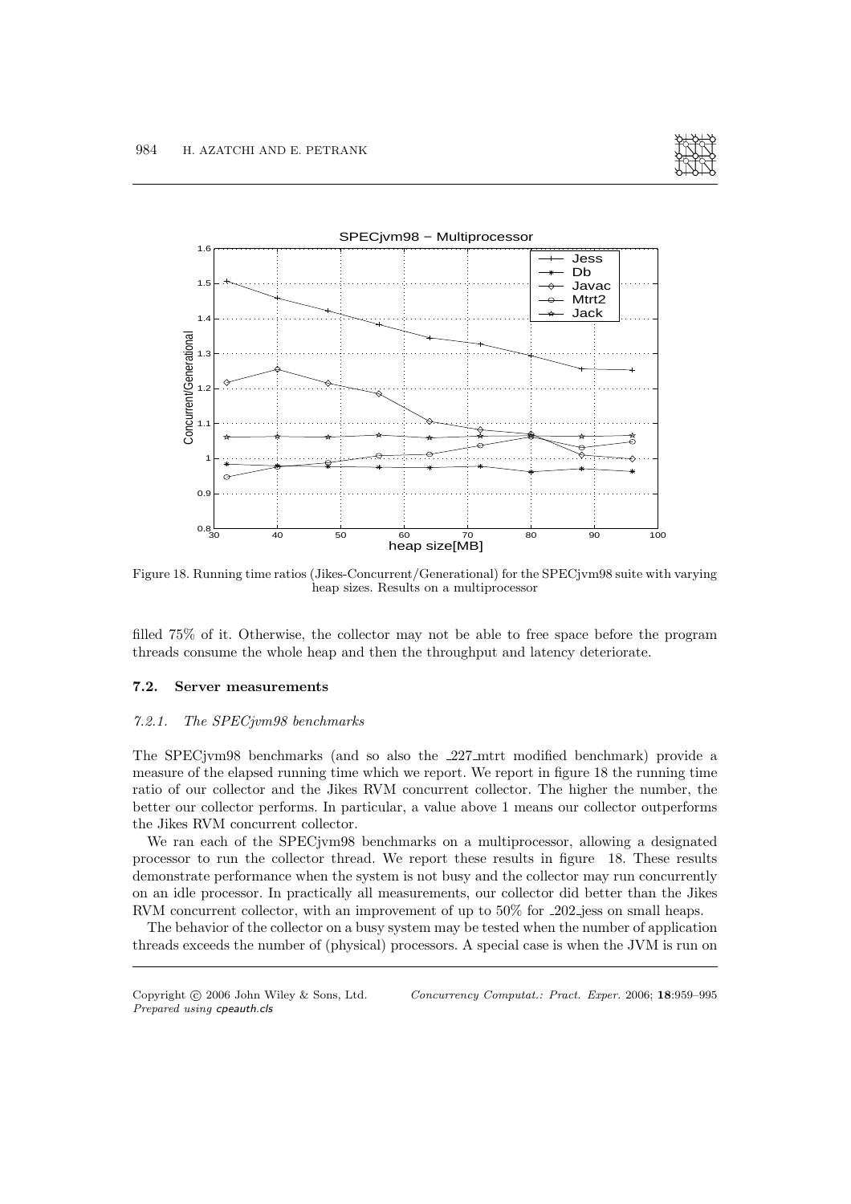Figure 18. Running time ratios (Jikes-Concurrent/Generational) for the SPECjvm98 suite with varying heap sizes. Results on a multiprocessor

filled 75% of it. Otherwise, the collector may not be able to free space before the program threads consume the whole heap and then the throughput and latency deteriorate.

### 7.2. Server measurements

#### *7.2.1. The SPECjvm98 benchmarks*

The SPECjvm98 benchmarks (and so also the _227_mtrt modified benchmark) provide a measure of the elapsed running time which we report. We report in figure 18 the running time ratio of our collector and the Jikes RVM concurrent collector. The higher the number, the better our collector performs. In particular, a value above 1 means our collector outperforms the Jikes RVM concurrent collector.

We ran each of the SPECjvm98 benchmarks on a multiprocessor, allowing a designated processor to run the collector thread. We report these results in figure 18. These results demonstrate performance when the system is not busy and the collector may run concurrently on an idle processor. In practically all measurements, our collector did better than the Jikes RVM concurrent collector, with an improvement of up to 50% for _202_jess on small heaps.

The behavior of the collector on a busy system may be tested when the number of application threads exceeds the number of (physical) processors. A special case is when the JVM is run on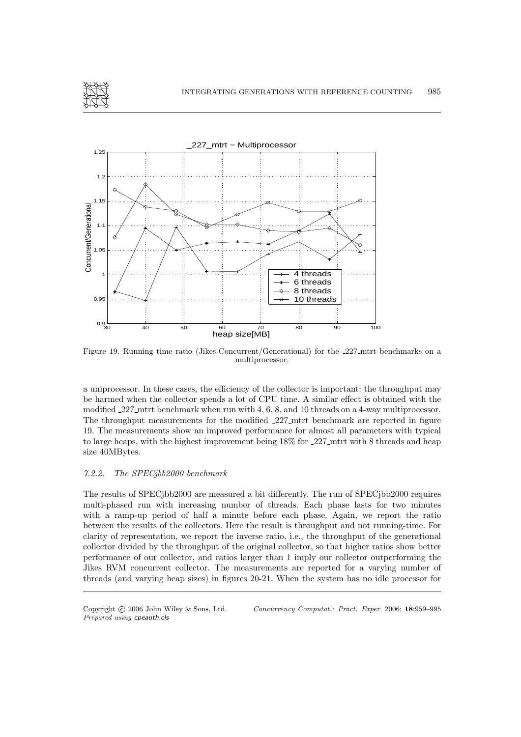Figure 19. Running time ratio (Jikes-Concurrent/Generational) for the _227_mtrt benchmarks on a multiprocessor.

a uniprocessor. In these cases, the efficiency of the collector is important: the throughput may be harmed when the collector spends a lot of CPU time. A similar effect is obtained with the modified _227_mtrt benchmark when run with 4, 6, 8, and 10 threads on a 4-way multiprocessor. The throughput measurements for the modified _227_mtrt benchmark are reported in figure 19. The measurements show an improved performance for almost all parameters with typical to large heaps, with the highest improvement being 18% for _227_mtrt with 8 threads and heap size 40MBytes.

### 7.2.2. *The SPECjbb2000 benchmark*

The results of SPECjbb2000 are measured a bit differently. The run of SPECjbb2000 requires multi-phased run with increasing number of threads. Each phase lasts for two minutes with a ramp-up period of half a minute before each phase. Again, we report the ratio between the results of the collectors. Here the result is throughput and not running-time. For clarity of representation, we report the inverse ratio, i.e., the throughput of the generational collector divided by the throughput of the original collector, so that higher ratios show better performance of our collector, and ratios larger than 1 imply our collector outperforming the Jikes RVM concurrent collector. The measurements are reported for a varying number of threads (and varying heap sizes) in figures 20-21. When the system has no idle processor for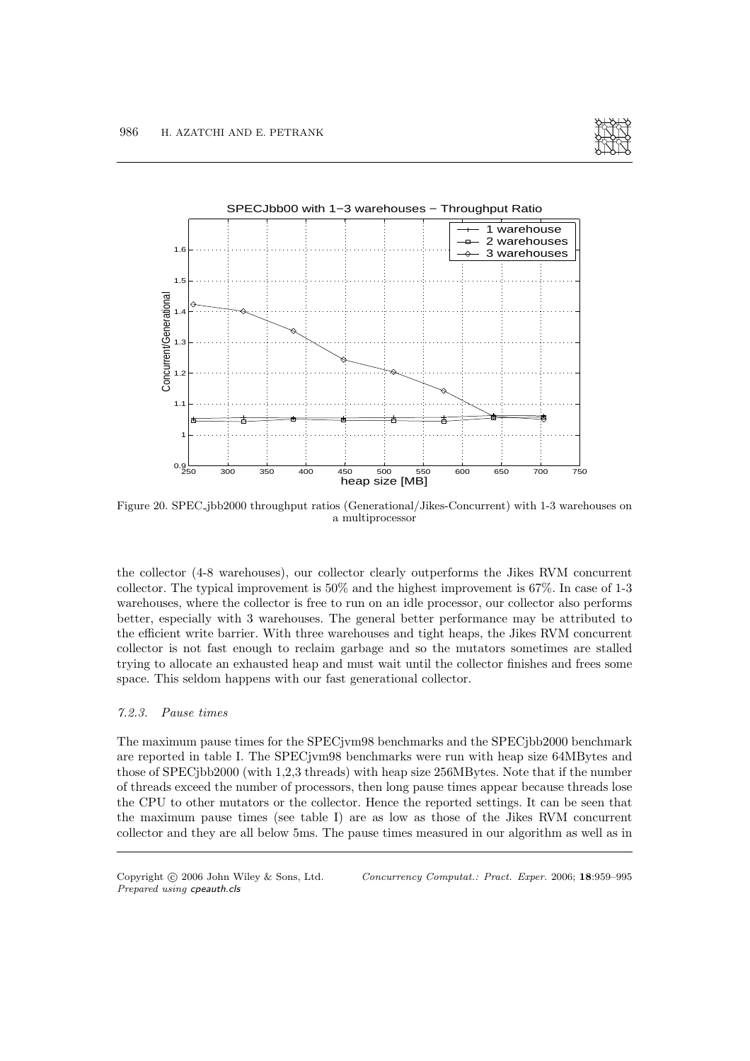Figure 20. SPEC_jbb2000 throughput ratios (Generational/Jikes-Concurrent) with 1-3 warehouses on a multiprocessor

the collector (4-8 warehouses), our collector clearly outperforms the Jikes RVM concurrent collector. The typical improvement is 50% and the highest improvement is 67%. In case of 1-3 warehouses, where the collector is free to run on an idle processor, our collector also performs better, especially with 3 warehouses. The general better performance may be attributed to the efficient write barrier. With three warehouses and tight heaps, the Jikes RVM concurrent collector is not fast enough to reclaim garbage and so the mutators sometimes are stalled trying to allocate an exhausted heap and must wait until the collector finishes and frees some space. This seldom happens with our fast generational collector.

#### *7.2.3. Pause times*

The maximum pause times for the SPECjvm98 benchmarks and the SPECjbb2000 benchmark are reported in table I. The SPECjvm98 benchmarks were run with heap size 64MBytes and those of SPECjbb2000 (with 1,2,3 threads) with heap size 256MBytes. Note that if the number of threads exceed the number of processors, then long pause times appear because threads lose the CPU to other mutators or the collector. Hence the reported settings. It can be seen that the maximum pause times (see table I) are as low as those of the Jikes RVM concurrent collector and they are all below 5ms. The pause times measured in our algorithm as well as in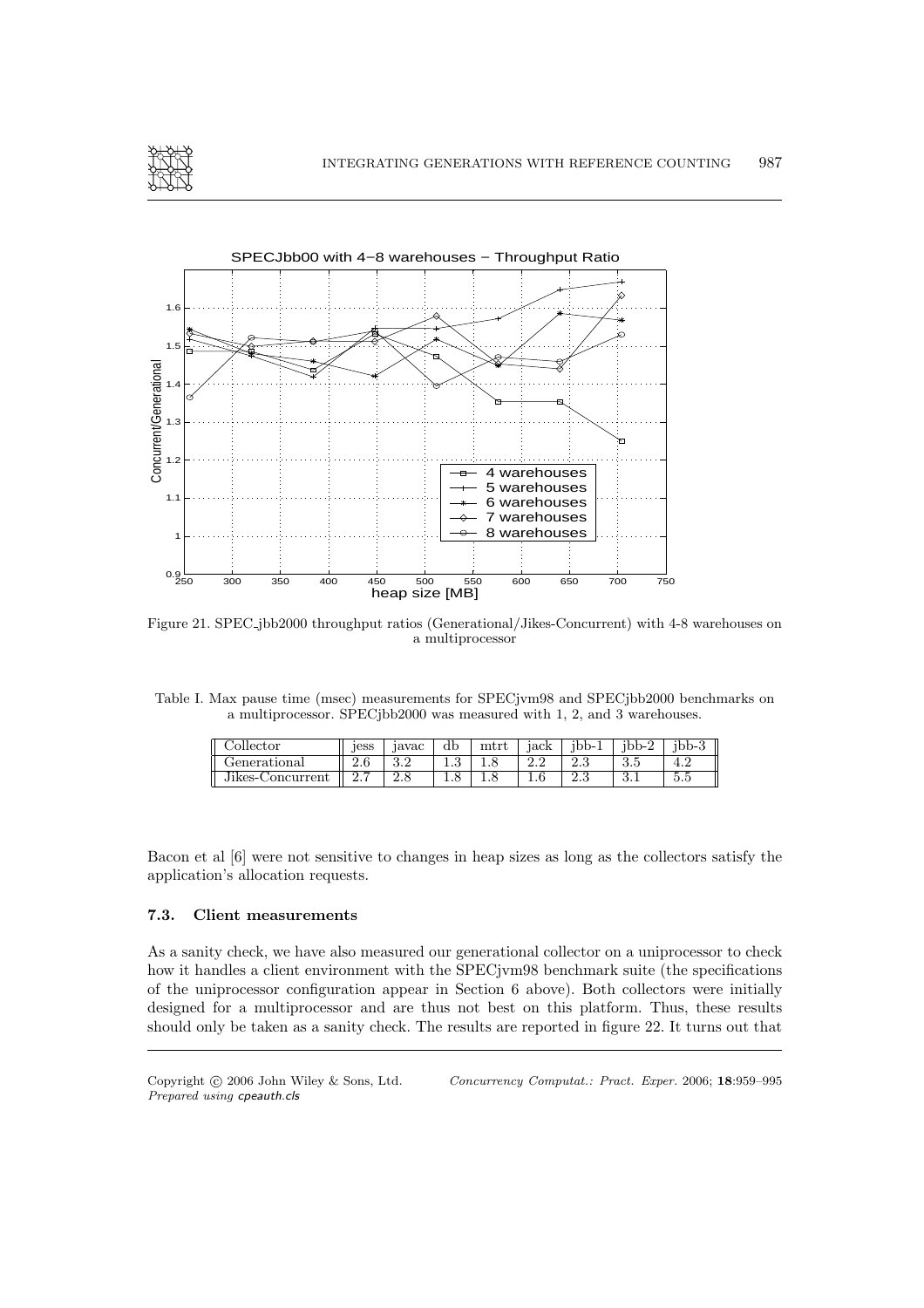Figure 21. SPEC_jbb2000 throughput ratios (Generational/Jikes-Concurrent) with 4-8 warehouses on a multiprocessor

Table I. Max pause time (msec) measurements for SPECjvm98 and SPECjbb2000 benchmarks on a multiprocessor. SPECjbb2000 was measured with 1, 2, and 3 warehouses.

| Collector | jess | javac | db | mtrt | jack | jbb-1 | jbb-2 | jbb-3 |
|---|---|---|---|---|---|---|---|---|
| Generational | 2.6 | 3.2 | 1.3 | 1.8 | 2.2 | 2.3 | 3.5 | 4.2 |
| Jikes-Concurrent | 2.7 | 2.8 | 1.8 | 1.8 | 1.6 | 2.3 | 3.1 | 5.5 |

Bacon et al [6] were not sensitive to changes in heap sizes as long as the collectors satisfy the application's allocation requests.

### 7.3. Client measurements

As a sanity check, we have also measured our generational collector on a uniprocessor to check how it handles a client environment with the SPECjvm98 benchmark suite (the specifications of the uniprocessor configuration appear in Section 6 above). Both collectors were initially designed for a multiprocessor and are thus not best on this platform. Thus, these results should only be taken as a sanity check. The results are reported in figure 22. It turns out that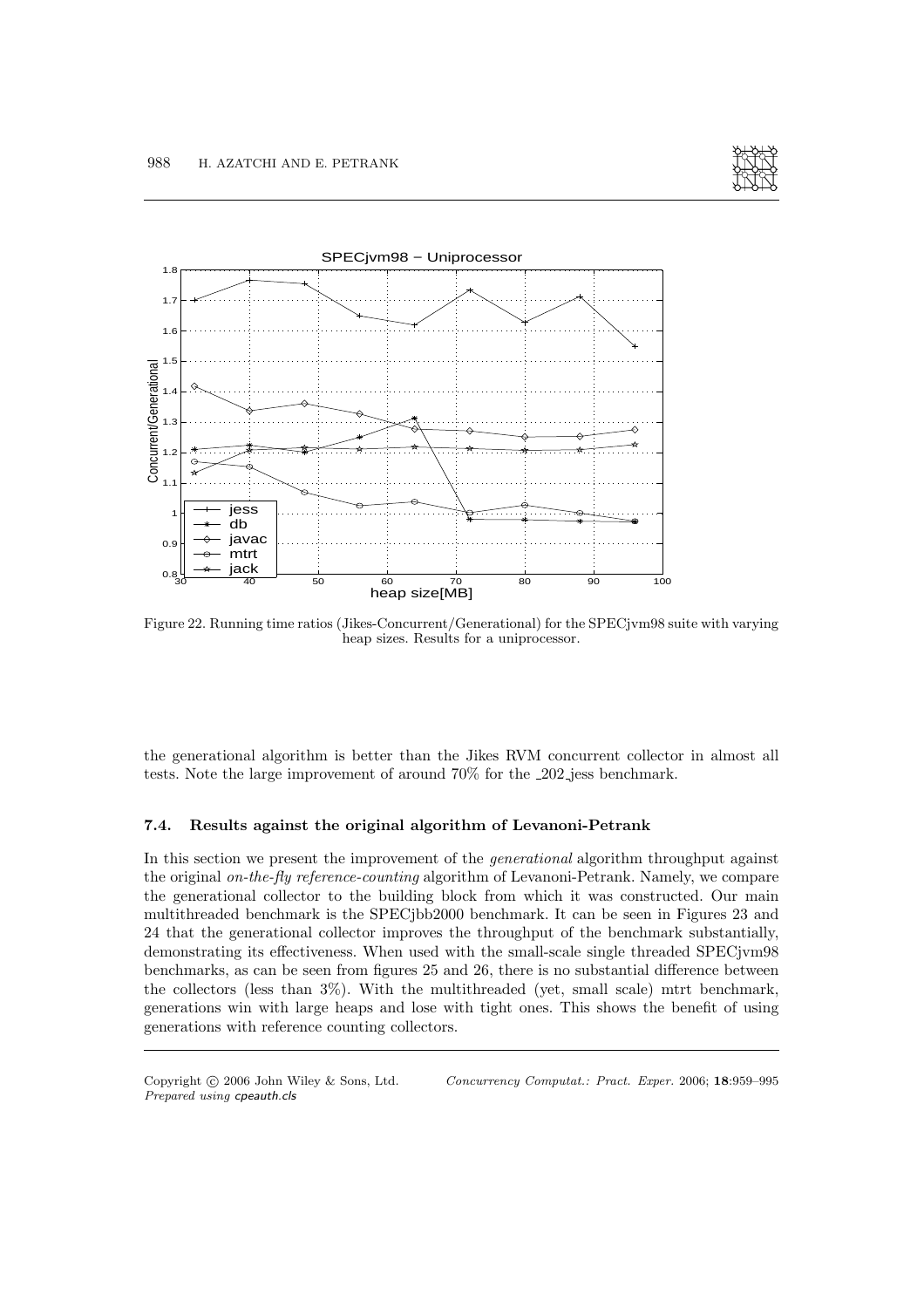Figure 22. Running time ratios (Jikes-Concurrent/Generational) for the SPECjvm98 suite with varying heap sizes. Results for a uniprocessor.

the generational algorithm is better than the Jikes RVM concurrent collector in almost all tests. Note the large improvement of around 70% for the _202_jess benchmark.

### 7.4. Results against the original algorithm of Levanoni-Petrank

In this section we present the improvement of the *generational* algorithm throughput against the original *on-the-fly reference-counting* algorithm of Levanoni-Petrank. Namely, we compare the generational collector to the building block from which it was constructed. Our main multithreaded benchmark is the SPECjbb2000 benchmark. It can be seen in Figures 23 and 24 that the generational collector improves the throughput of the benchmark substantially, demonstrating its effectiveness. When used with the small-scale single threaded SPECjvm98 benchmarks, as can be seen from figures 25 and 26, there is no substantial difference between the collectors (less than 3%). With the multithreaded (yet, small scale) mtrt benchmark, generations win with large heaps and lose with tight ones. This shows the benefit of using generations with reference counting collectors.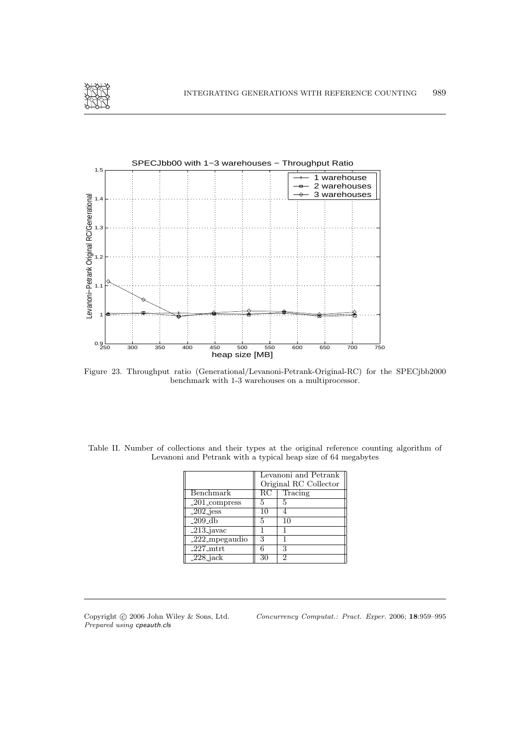Figure 23. Throughput ratio (Generational/Levanoni-Petrank-Original-RC) for the SPECjbb2000 benchmark with 1-3 warehouses on a multiprocessor.

Table II. Number of collections and their types at the original reference counting algorithm of Levanoni and Petrank with a typical heap size of 64 megabytes

| | Levanoni and Petrank Original RC Collector | |
|---|---|---|
| Benchmark | RC | Tracing |
| _201_compress | 5 | 5 |
| _202_jess | 10 | 4 |
| _209_db | 5 | 10 |
| _213_javac | 1 | 1 |
| _222_mpegaudio | 3 | 1 |
| _227_mtrt | 6 | 3 |
| _228_jack | 30 | 2 |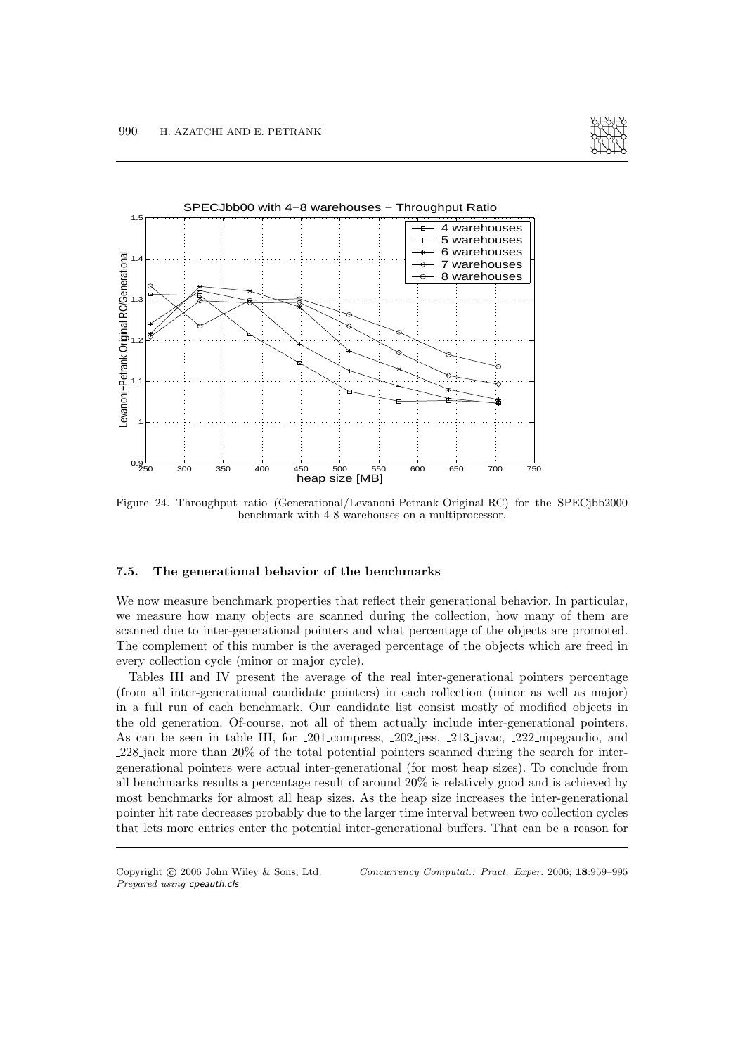Figure 24. Throughput ratio (Generational/Levanoni-Petrank-Original-RC) for the SPECjbb2000 benchmark with 4-8 warehouses on a multiprocessor.

### 7.5. The generational behavior of the benchmarks

We now measure benchmark properties that reflect their generational behavior. In particular, we measure how many objects are scanned during the collection, how many of them are scanned due to inter-generational pointers and what percentage of the objects are promoted. The complement of this number is the averaged percentage of the objects which are freed in every collection cycle (minor or major cycle).

Tables III and IV present the average of the real inter-generational pointers percentage (from all inter-generational candidate pointers) in each collection (minor as well as major) in a full run of each benchmark. Our candidate list consist mostly of modified objects in the old generation. Of-course, not all of them actually include inter-generational pointers. As can be seen in table III, for _201_compress, _202_jess, _213_javac, _222_mpegaudio, and _228_jack more than 20% of the total potential pointers scanned during the search for inter-generational pointers were actual inter-generational (for most heap sizes). To conclude from all benchmarks results a percentage result of around 20% is relatively good and is achieved by most benchmarks for almost all heap sizes. As the heap size increases the inter-generational pointer hit rate decreases probably due to the larger time interval between two collection cycles that lets more entries enter the potential inter-generational buffers. That can be a reason for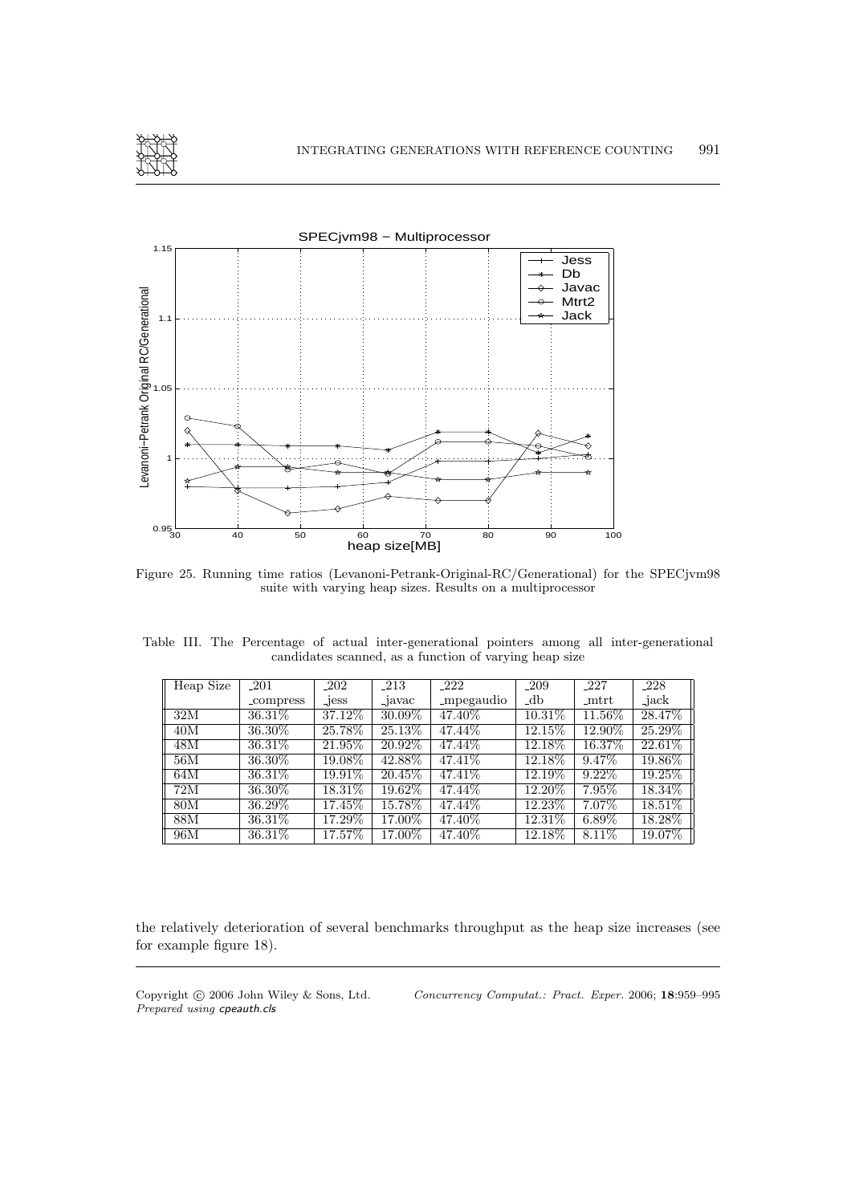Figure 25. Running time ratios (Levanoni-Petrank-Original-RC/Generational) for the SPECjvm98 suite with varying heap sizes. Results on a multiprocessor

Table III. The Percentage of actual inter-generational pointers among all inter-generational candidates scanned, as a function of varying heap size

| Heap Size | _201 _compress | _202 _jess | _213 _javac | _222 _mpegaudio | _209 _db | _227 _mtrt | _228 _jack |
|---|---|---|---|---|---|---|---|
| 32M | 36.31% | 37.12% | 30.09% | 47.40% | 10.31% | 11.56% | 28.47% |
| 40M | 36.30% | 25.78% | 25.13% | 47.44% | 12.15% | 12.90% | 25.29% |
| 48M | 36.31% | 21.95% | 20.92% | 47.44% | 12.18% | 16.37% | 22.61% |
| 56M | 36.30% | 19.08% | 42.88% | 47.41% | 12.18% | 9.47% | 19.86% |
| 64M | 36.31% | 19.91% | 20.45% | 47.41% | 12.19% | 9.22% | 19.25% |
| 72M | 36.30% | 18.31% | 19.62% | 47.44% | 12.20% | 7.95% | 18.34% |
| 80M | 36.29% | 17.45% | 15.78% | 47.44% | 12.23% | 7.07% | 18.51% |
| 88M | 36.31% | 17.29% | 17.00% | 47.40% | 12.31% | 6.89% | 18.28% |
| 96M | 36.31% | 17.57% | 17.00% | 47.40% | 12.18% | 8.11% | 19.07% |

the relatively deterioration of several benchmarks throughput as the heap size increases (see for example figure 18).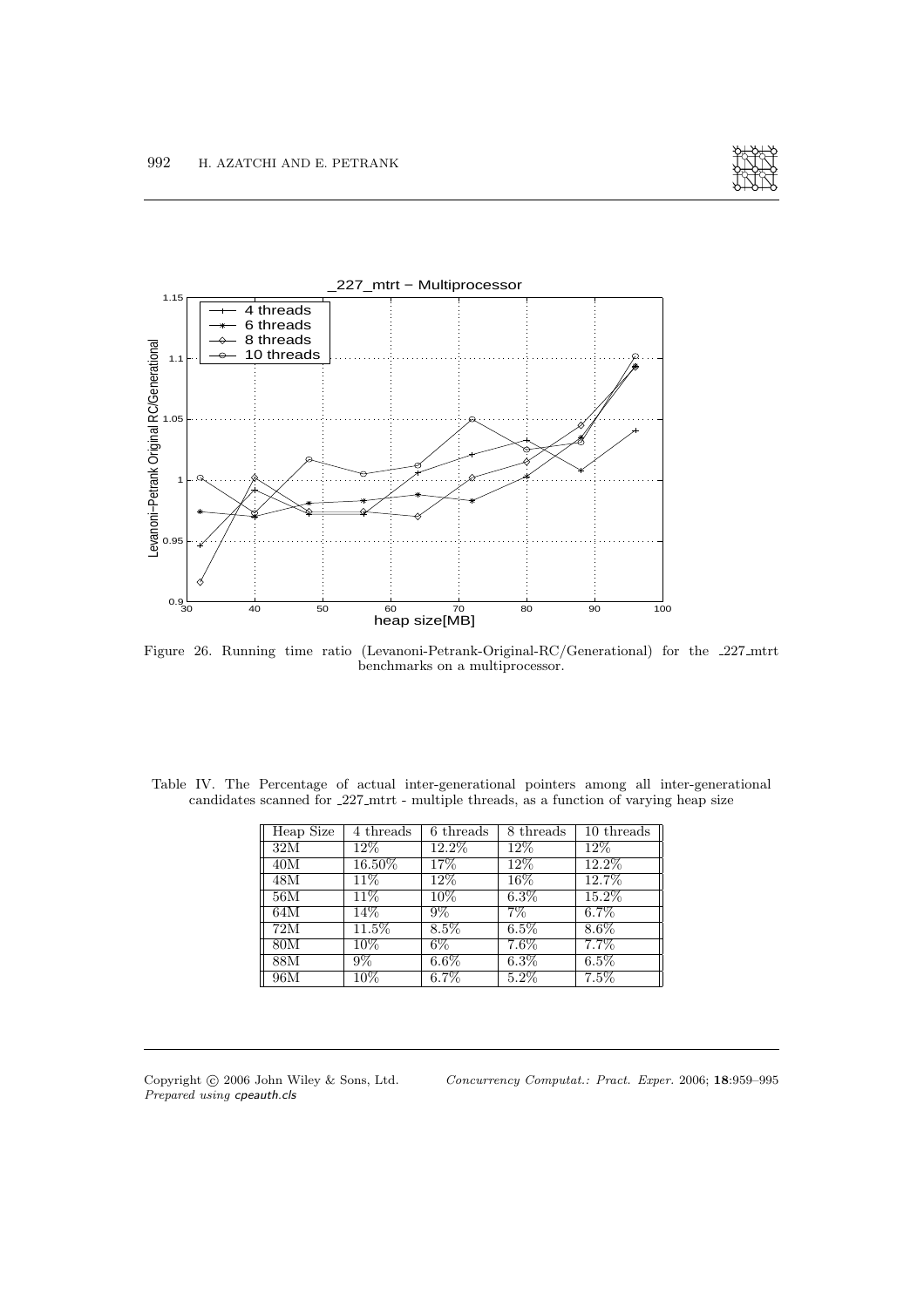Figure 26. Running time ratio (Levanoni-Petrank-Original-RC/Generational) for the _227_mtrt benchmarks on a multiprocessor.

Table IV. The Percentage of actual inter-generational pointers among all inter-generational candidates scanned for _227_mtrt - multiple threads, as a function of varying heap size

| Heap Size | 4 threads | 6 threads | 8 threads | 10 threads |
|---|---|---|---|---|
| 32M | 12% | 12.2% | 12% | 12% |
| 40M | 16.50% | 17% | 12% | 12.2% |
| 48M | 11% | 12% | 16% | 12.7% |
| 56M | 11% | 10% | 6.3% | 15.2% |
| 64M | 14% | 9% | 7% | 6.7% |
| 72M | 11.5% | 8.5% | 6.5% | 8.6% |
| 80M | 10% | 6% | 7.6% | 7.7% |
| 88M | 9% | 6.6% | 6.3% | 6.5% |
| 96M | 10% | 6.7% | 5.2% | 7.5% |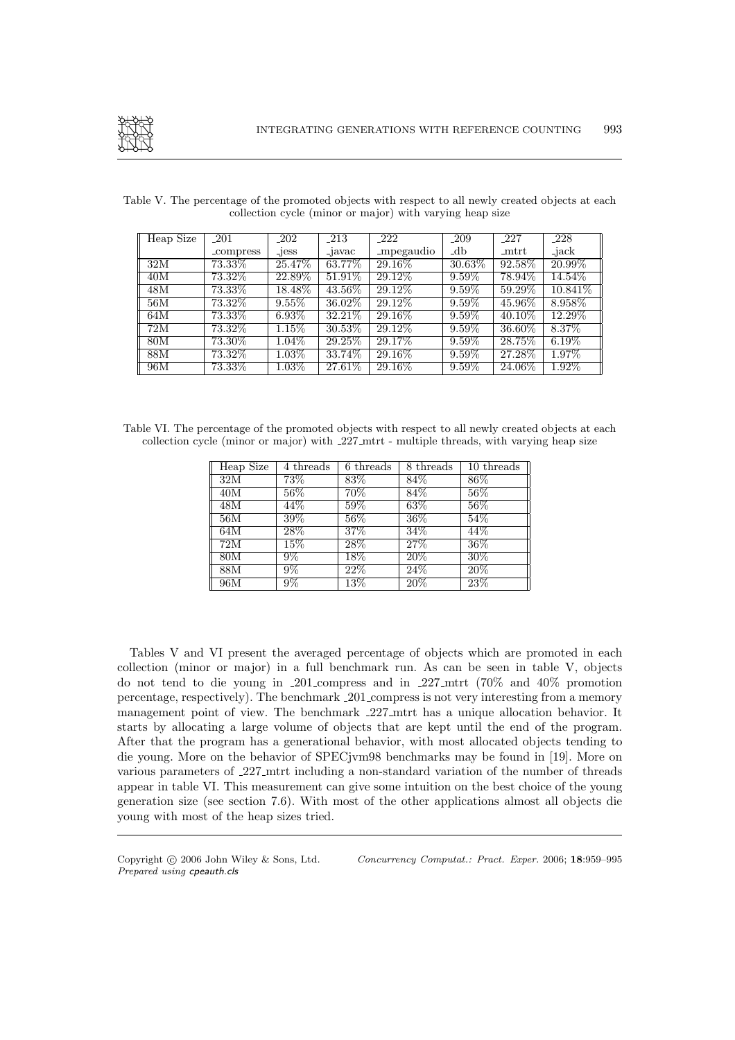Table V. The percentage of the promoted objects with respect to all newly created objects at each collection cycle (minor or major) with varying heap size

| Heap Size | _201 _compress | _202 _jess | _213 _javac | _222 _mpegaudio | _209 _db | _227 _mtrt | _228 _jack |
|---|---|---|---|---|---|---|---|
| 32M | 73.33% | 25.47% | 63.77% | 29.16% | 30.63% | 92.58% | 20.99% |
| 40M | 73.32% | 22.89% | 51.91% | 29.12% | 9.59% | 78.94% | 14.54% |
| 48M | 73.33% | 18.48% | 43.56% | 29.12% | 9.59% | 59.29% | 10.841% |
| 56M | 73.32% | 9.55% | 36.02% | 29.12% | 9.59% | 45.96% | 8.958% |
| 64M | 73.33% | 6.93% | 32.21% | 29.16% | 9.59% | 40.10% | 12.29% |
| 72M | 73.32% | 1.15% | 30.53% | 29.12% | 9.59% | 36.60% | 8.37% |
| 80M | 73.30% | 1.04% | 29.25% | 29.17% | 9.59% | 28.75% | 6.19% |
| 88M | 73.32% | 1.03% | 33.74% | 29.16% | 9.59% | 27.28% | 1.97% |
| 96M | 73.33% | 1.03% | 27.61% | 29.16% | 9.59% | 24.06% | 1.92% |

Table VI. The percentage of the promoted objects with respect to all newly created objects at each collection cycle (minor or major) with _227_mtrt - multiple threads, with varying heap size

| Heap Size | 4 threads | 6 threads | 8 threads | 10 threads |
|---|---|---|---|---|
| 32M | 73% | 83% | 84% | 86% |
| 40M | 56% | 70% | 84% | 56% |
| 48M | 44% | 59% | 63% | 56% |
| 56M | 39% | 56% | 36% | 54% |
| 64M | 28% | 37% | 34% | 44% |
| 72M | 15% | 28% | 27% | 36% |
| 80M | 9% | 18% | 20% | 30% |
| 88M | 9% | 22% | 24% | 20% |
| 96M | 9% | 13% | 20% | 23% |

Tables V and VI present the averaged percentage of objects which are promoted in each collection (minor or major) in a full benchmark run. As can be seen in table V, objects do not tend to die young in _201_compress and in _227_mtrt (70% and 40% promotion percentage, respectively). The benchmark _201_compress is not very interesting from a memory management point of view. The benchmark _227_mtrt has a unique allocation behavior. It starts by allocating a large volume of objects that are kept until the end of the program. After that the program has a generational behavior, with most allocated objects tending to die young. More on the behavior of SPECjvm98 benchmarks may be found in [19]. More on various parameters of _227_mtrt including a non-standard variation of the number of threads appear in table VI. This measurement can give some intuition on the best choice of the young generation size (see section 7.6). With most of the other applications almost all objects die young with most of the heap sizes tried.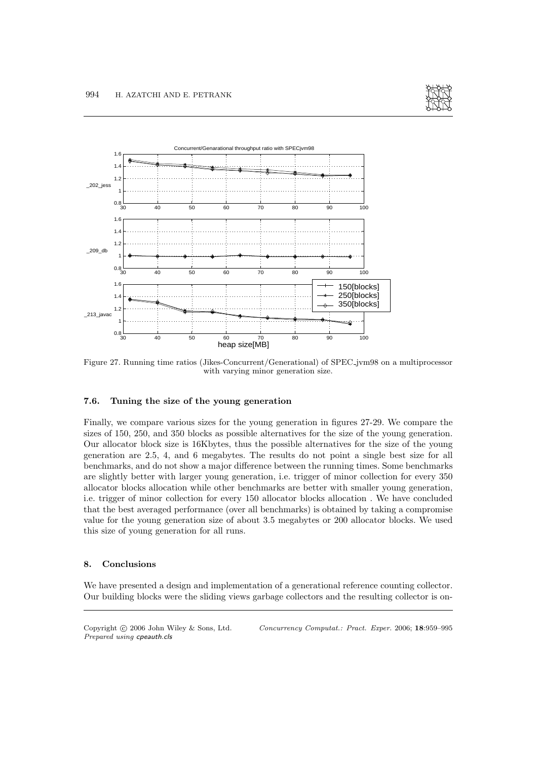Figure 27. Running time ratios (Jikes-Concurrent/Generational) of SPEC_jvm98 on a multiprocessor with varying minor generation size.

### 7.6. Tuning the size of the young generation

Finally, we compare various sizes for the young generation in figures 27-29. We compare the sizes of 150, 250, and 350 blocks as possible alternatives for the size of the young generation. Our allocator block size is 16Kbytes, thus the possible alternatives for the size of the young generation are 2.5, 4, and 6 megabytes. The results do not point a single best size for all benchmarks, and do not show a major difference between the running times. Some benchmarks are slightly better with larger young generation, i.e. trigger of minor collection for every 350 allocator blocks allocation while other benchmarks are better with smaller young generation, i.e. trigger of minor collection for every 150 allocator blocks allocation . We have concluded that the best averaged performance (over all benchmarks) is obtained by taking a compromise value for the young generation size of about 3.5 megabytes or 200 allocator blocks. We used this size of young generation for all runs.

## 8. Conclusions

We have presented a design and implementation of a generational reference counting collector. Our building blocks were the sliding views garbage collectors and the resulting collector is on-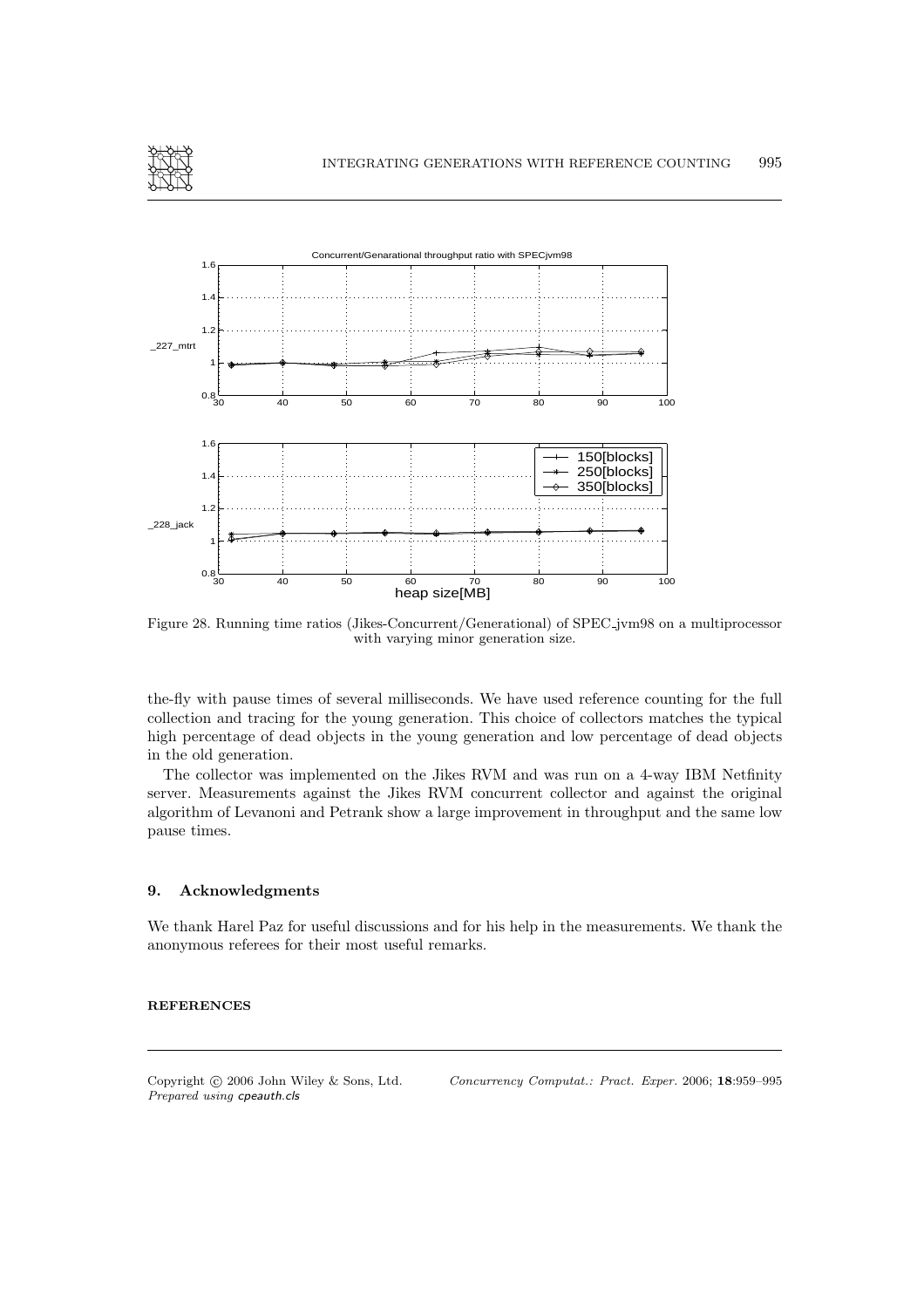Figure 28. Running time ratios (Jikes-Concurrent/Generational) of SPEC_jvm98 on a multiprocessor with varying minor generation size.

the-fly with pause times of several milliseconds. We have used reference counting for the full collection and tracing for the young generation. This choice of collectors matches the typical high percentage of dead objects in the young generation and low percentage of dead objects in the old generation.

The collector was implemented on the Jikes RVM and was run on a 4-way IBM Netfinity server. Measurements against the Jikes RVM concurrent collector and against the original algorithm of Levanoni and Petrank show a large improvement in throughput and the same low pause times.

## 9. Acknowledgments

We thank Harel Paz for useful discussions and for his help in the measurements. We thank the anonymous referees for their most useful remarks.

### REFERENCES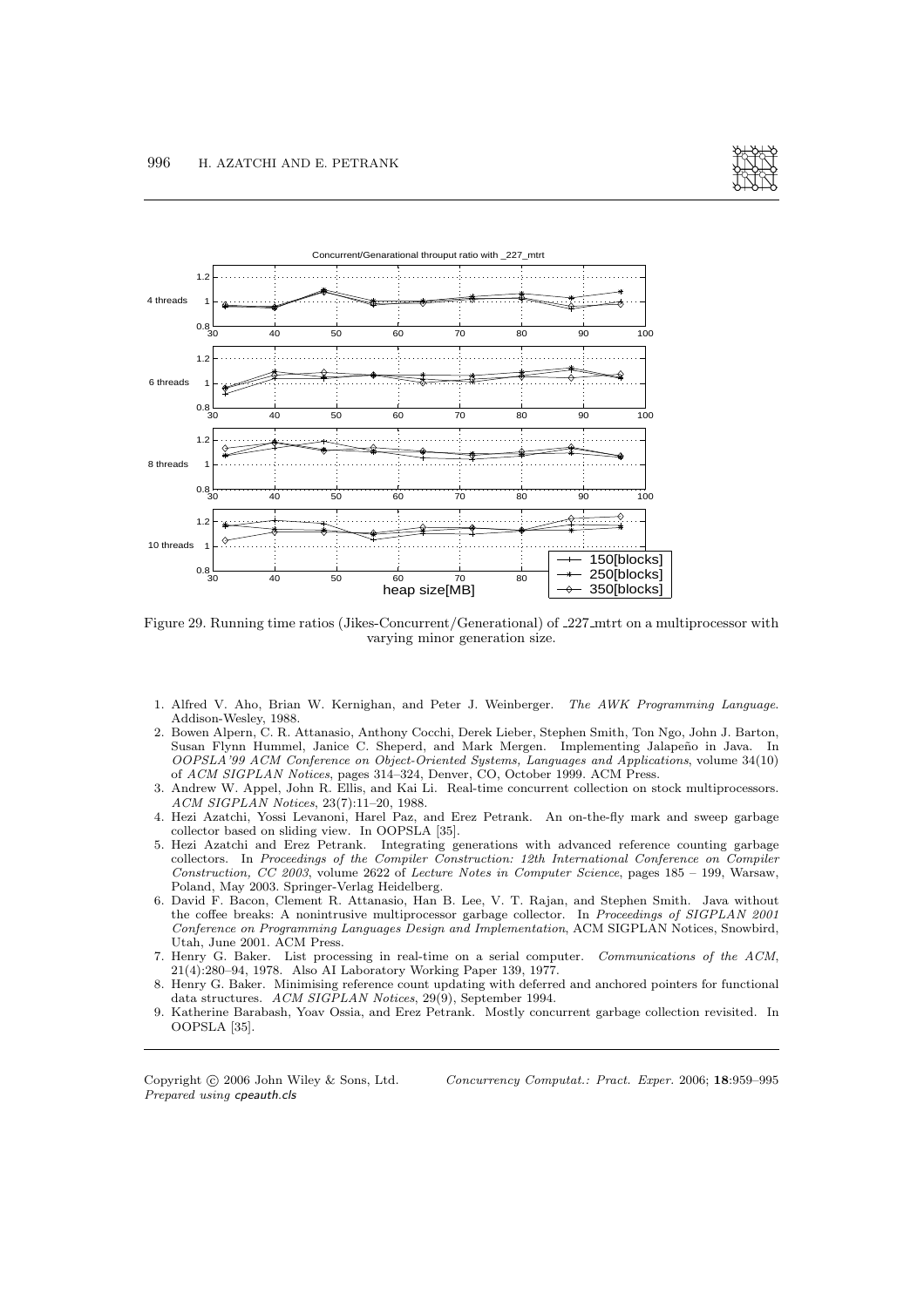Figure 29. Running time ratios (Jikes-Concurrent/Generational) of _227_mtrt on a multiprocessor with varying minor generation size.

1. Alfred V. Aho, Brian W. Kernighan, and Peter J. Weinberger. *The AWK Programming Language*. Addison-Wesley, 1988.
2. Bowen Alpern, C. R. Attanasio, Anthony Cocchi, Derek Lieber, Stephen Smith, Ton Ngo, John J. Barton, Susan Flynn Hummel, Janice C. Sheperd, and Mark Mergen. Implementing Jalapeño in Java. In *OOPSLA'99 ACM Conference on Object-Oriented Systems, Languages and Applications*, volume 34(10) of *ACM SIGPLAN Notices*, pages 314–324, Denver, CO, October 1999. ACM Press.
3. Andrew W. Appel, John R. Ellis, and Kai Li. Real-time concurrent collection on stock multiprocessors. *ACM SIGPLAN Notices*, 23(7):11–20, 1988.
4. Hezi Azatchi, Yossi Levanoni, Harel Paz, and Erez Petrank. An on-the-fly mark and sweep garbage collector based on sliding view. In OOPSLA [35].
5. Hezi Azatchi and Erez Petrank. Integrating generations with advanced reference counting garbage collectors. In *Proceedings of the Compiler Construction: 12th International Conference on Compiler Construction, CC 2003*, volume 2622 of *Lecture Notes in Computer Science*, pages 185 – 199, Warsaw, Poland, May 2003. Springer-Verlag Heidelberg.
6. David F. Bacon, Clement R. Attanasio, Han B. Lee, V. T. Rajan, and Stephen Smith. Java without the coffee breaks: A nonintrusive multiprocessor garbage collector. In *Proceedings of SIGPLAN 2001 Conference on Programming Languages Design and Implementation*, ACM SIGPLAN Notices, Snowbird, Utah, June 2001. ACM Press.
7. Henry G. Baker. List processing in real-time on a serial computer. *Communications of the ACM*, 21(4):280–94, 1978. Also AI Laboratory Working Paper 139, 1977.
8. Henry G. Baker. Minimising reference count updating with deferred and anchored pointers for functional data structures. *ACM SIGPLAN Notices*, 29(9), September 1994.
9. Katherine Barabash, Yoav Ossia, and Erez Petrank. Mostly concurrent garbage collection revisited. In OOPSLA [35].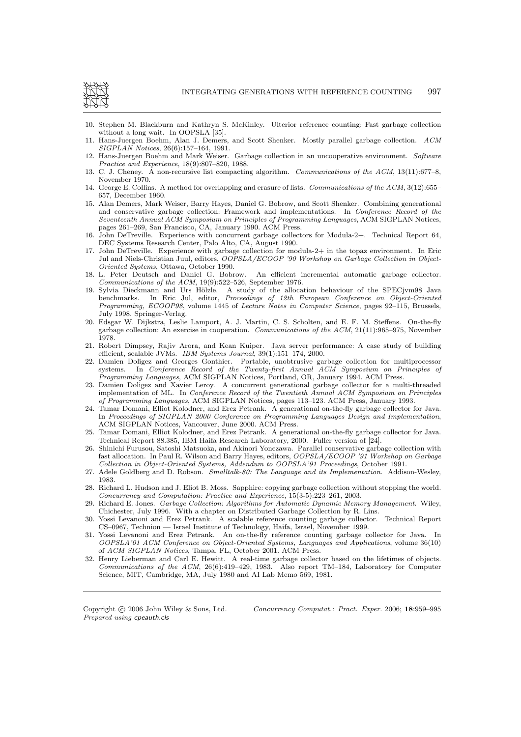10. Stephen M. Blackburn and Kathryn S. McKinley. Ulterior reference counting: Fast garbage collection without a long wait. In OOPSLA [35].
11. Hans-Juergen Boehm, Alan J. Demers, and Scott Shenker. Mostly parallel garbage collection. *ACM SIGPLAN Notices*, 26(6):157–164, 1991.
12. Hans-Juergen Boehm and Mark Weiser. Garbage collection in an uncooperative environment. *Software Practice and Experience*, 18(9):807–820, 1988.
13. C. J. Cheney. A non-recursive list compacting algorithm. *Communications of the ACM*, 13(11):677–8, November 1970.
14. George E. Collins. A method for overlapping and erasure of lists. *Communications of the ACM*, 3(12):655–657, December 1960.
15. Alan Demers, Mark Weiser, Barry Hayes, Daniel G. Bobrow, and Scott Shenker. Combining generational and conservative garbage collection: Framework and implementations. In *Conference Record of the Seventeenth Annual ACM Symposium on Principles of Programming Languages*, ACM SIGPLAN Notices, pages 261–269, San Francisco, CA, January 1990. ACM Press.
16. John DeTreville. Experience with concurrent garbage collectors for Modula-2+. Technical Report 64, DEC Systems Research Center, Palo Alto, CA, August 1990.
17. John DeTreville. Experience with garbage collection for modula-2+ in the topaz environment. In Eric Jul and Niels-Christian Juul, editors, *OOPSLA/ECOOP '90 Workshop on Garbage Collection in Object-Oriented Systems*, Ottawa, October 1990.
18. L. Peter Deutsch and Daniel G. Bobrow. An efficient incremental automatic garbage collector. *Communications of the ACM*, 19(9):522–526, September 1976.
19. Sylvia Dieckmann and Urs Hölzle. A study of the allocation behaviour of the SPECjvm98 Java benchmarks. In Eric Jul, editor, *Proceedings of 12th European Conference on Object-Oriented Programming, ECOOP98*, volume 1445 of *Lecture Notes in Computer Science*, pages 92–115, Brussels, July 1998. Springer-Verlag.
20. Edsgar W. Dijkstra, Leslie Lamport, A. J. Martin, C. S. Scholten, and E. F. M. Steffens. On-the-fly garbage collection: An exercise in cooperation. *Communications of the ACM*, 21(11):965–975, November 1978.
21. Robert Dimpsey, Rajiv Arora, and Kean Kuiper. Java server performance: A case study of building efficient, scalable JVMs. *IBM Systems Journal*, 39(1):151–174, 2000.
22. Damien Doligez and Georges Gonthier. Portable, unobtrusive garbage collection for multiprocessor systems. In *Conference Record of the Twenty-first Annual ACM Symposium on Principles of Programming Languages*, ACM SIGPLAN Notices, Portland, OR, January 1994. ACM Press.
23. Damien Doligez and Xavier Leroy. A concurrent generational garbage collector for a multi-threaded implementation of ML. In *Conference Record of the Twentieth Annual ACM Symposium on Principles of Programming Languages*, ACM SIGPLAN Notices, pages 113–123. ACM Press, January 1993.
24. Tamar Domani, Elliot Kolodner, and Erez Petrank. A generational on-the-fly garbage collector for Java. In *Proceedings of SIGPLAN 2000 Conference on Programming Languages Design and Implementation*, ACM SIGPLAN Notices, Vancouver, June 2000. ACM Press.
25. Tamar Domani, Elliot Kolodner, and Erez Petrank. A generational on-the-fly garbage collector for Java. Technical Report 88.385, IBM Haifa Research Laboratory, 2000. Fuller version of [24].
26. Shinichi Furusou, Satoshi Matsuoka, and Akinori Yonezawa. Parallel conservative garbage collection with fast allocation. In Paul R. Wilson and Barry Hayes, editors, *OOPSLA/ECOOP '91 Workshop on Garbage Collection in Object-Oriented Systems, Addendum to OOPSLA'91 Proceedings*, October 1991.
27. Adele Goldberg and D. Robson. *Smalltalk-80: The Language and its Implementation*. Addison-Wesley, 1983.
28. Richard L. Hudson and J. Eliot B. Moss. Sapphire: copying garbage collection without stopping the world. *Concurrency and Computation: Practice and Experience*, 15(3-5):223–261, 2003.
29. Richard E. Jones. *Garbage Collection: Algorithms for Automatic Dynamic Memory Management*. Wiley, Chichester, July 1996. With a chapter on Distributed Garbage Collection by R. Lins.
30. Yossi Levanoni and Erez Petrank. A scalable reference counting garbage collector. Technical Report CS–0967, Technion — Israel Institute of Technology, Haifa, Israel, November 1999.
31. Yossi Levanoni and Erez Petrank. An on-the-fly reference counting garbage collector for Java. In *OOPSLA'01 ACM Conference on Object-Oriented Systems, Languages and Applications*, volume 36(10) of *ACM SIGPLAN Notices*, Tampa, FL, October 2001. ACM Press.
32. Henry Lieberman and Carl E. Hewitt. A real-time garbage collector based on the lifetimes of objects. *Communications of the ACM*, 26(6):419–429, 1983. Also report TM–184, Laboratory for Computer Science, MIT, Cambridge, MA, July 1980 and AI Lab Memo 569, 1981.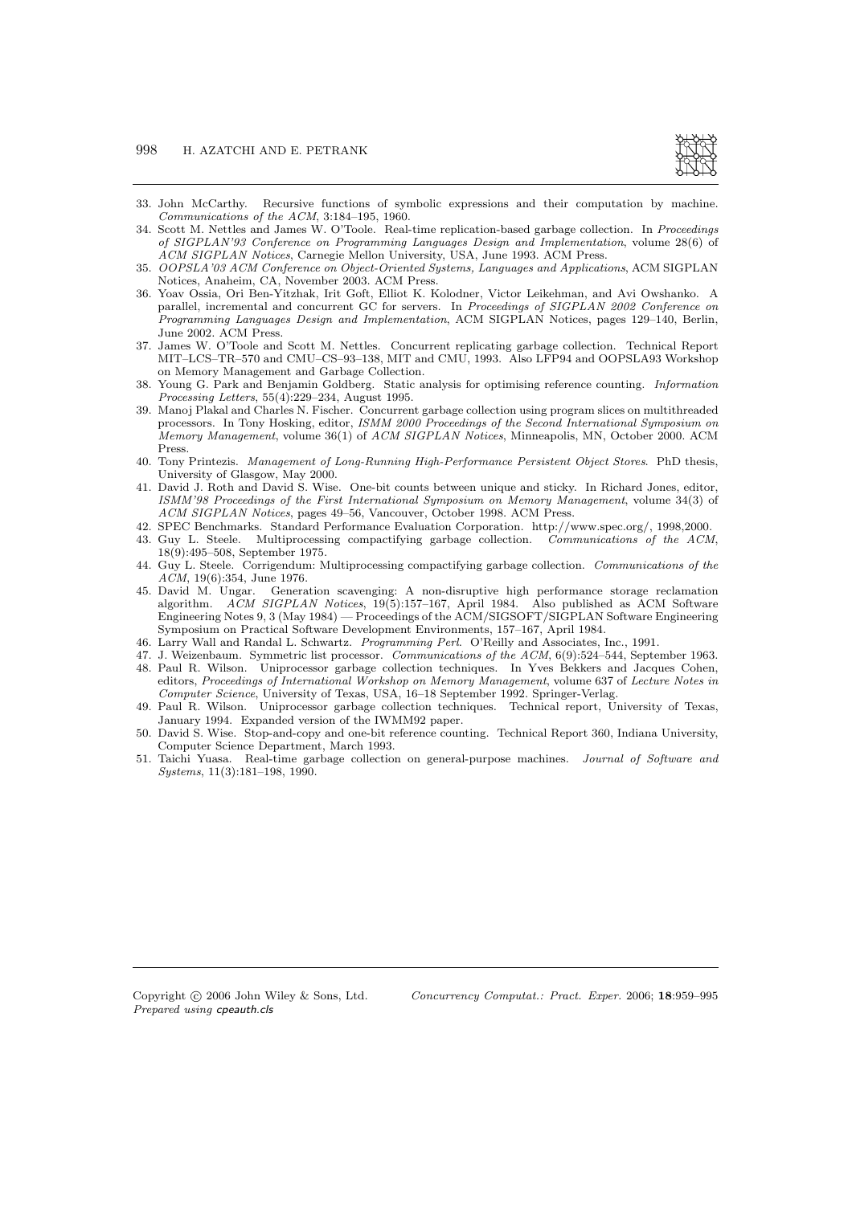33. John McCarthy. Recursive functions of symbolic expressions and their computation by machine. *Communications of the ACM*, 3:184–195, 1960.
34. Scott M. Nettles and James W. O'Toole. Real-time replication-based garbage collection. In *Proceedings of SIGPLAN'93 Conference on Programming Languages Design and Implementation*, volume 28(6) of *ACM SIGPLAN Notices*, Carnegie Mellon University, USA, June 1993. ACM Press.
35. *OOPSLA'03 ACM Conference on Object-Oriented Systems, Languages and Applications*, ACM SIGPLAN Notices, Anaheim, CA, November 2003. ACM Press.
36. Yoav Ossia, Ori Ben-Yitzhak, Irit Goft, Elliot K. Kolodner, Victor Leikehman, and Avi Owshanko. A parallel, incremental and concurrent GC for servers. In *Proceedings of SIGPLAN 2002 Conference on Programming Languages Design and Implementation*, ACM SIGPLAN Notices, pages 129–140, Berlin, June 2002. ACM Press.
37. James W. O'Toole and Scott M. Nettles. Concurrent replicating garbage collection. Technical Report MIT–LCS–TR–570 and CMU–CS–93–138, MIT and CMU, 1993. Also LFP94 and OOPSLA93 Workshop on Memory Management and Garbage Collection.
38. Young G. Park and Benjamin Goldberg. Static analysis for optimising reference counting. *Information Processing Letters*, 55(4):229–234, August 1995.
39. Manoj Plakal and Charles N. Fischer. Concurrent garbage collection using program slices on multithreaded processors. In Tony Hosking, editor, *ISMM 2000 Proceedings of the Second International Symposium on Memory Management*, volume 36(1) of *ACM SIGPLAN Notices*, Minneapolis, MN, October 2000. ACM Press.
40. Tony Printezis. *Management of Long-Running High-Performance Persistent Object Stores*. PhD thesis, University of Glasgow, May 2000.
41. David J. Roth and David S. Wise. One-bit counts between unique and sticky. In Richard Jones, editor, *ISMM'98 Proceedings of the First International Symposium on Memory Management*, volume 34(3) of *ACM SIGPLAN Notices*, pages 49–56, Vancouver, October 1998. ACM Press.
42. SPEC Benchmarks. Standard Performance Evaluation Corporation. http://www.spec.org/, 1998,2000.
43. Guy L. Steele. Multiprocessing compactifying garbage collection. *Communications of the ACM*, 18(9):495–508, September 1975.
44. Guy L. Steele. Corrigendum: Multiprocessing compactifying garbage collection. *Communications of the ACM*, 19(6):354, June 1976.
45. David M. Ungar. Generation scavenging: A non-disruptive high performance storage reclamation algorithm. *ACM SIGPLAN Notices*, 19(5):157–167, April 1984. Also published as ACM Software Engineering Notes 9, 3 (May 1984) — Proceedings of the ACM/SIGSOFT/SIGPLAN Software Engineering Symposium on Practical Software Development Environments, 157–167, April 1984.
46. Larry Wall and Randal L. Schwartz. *Programming Perl*. O'Reilly and Associates, Inc., 1991.
47. J. Weizenbaum. Symmetric list processor. *Communications of the ACM*, 6(9):524–544, September 1963.
48. Paul R. Wilson. Uniprocessor garbage collection techniques. In Yves Bekkers and Jacques Cohen, editors, *Proceedings of International Workshop on Memory Management*, volume 637 of *Lecture Notes in Computer Science*, University of Texas, USA, 16–18 September 1992. Springer-Verlag.
49. Paul R. Wilson. Uniprocessor garbage collection techniques. Technical report, University of Texas, January 1994. Expanded version of the IWMM92 paper.
50. David S. Wise. Stop-and-copy and one-bit reference counting. Technical Report 360, Indiana University, Computer Science Department, March 1993.
51. Taichi Yuasa. Real-time garbage collection on general-purpose machines. *Journal of Software and Systems*, 11(3):181–198, 1990.